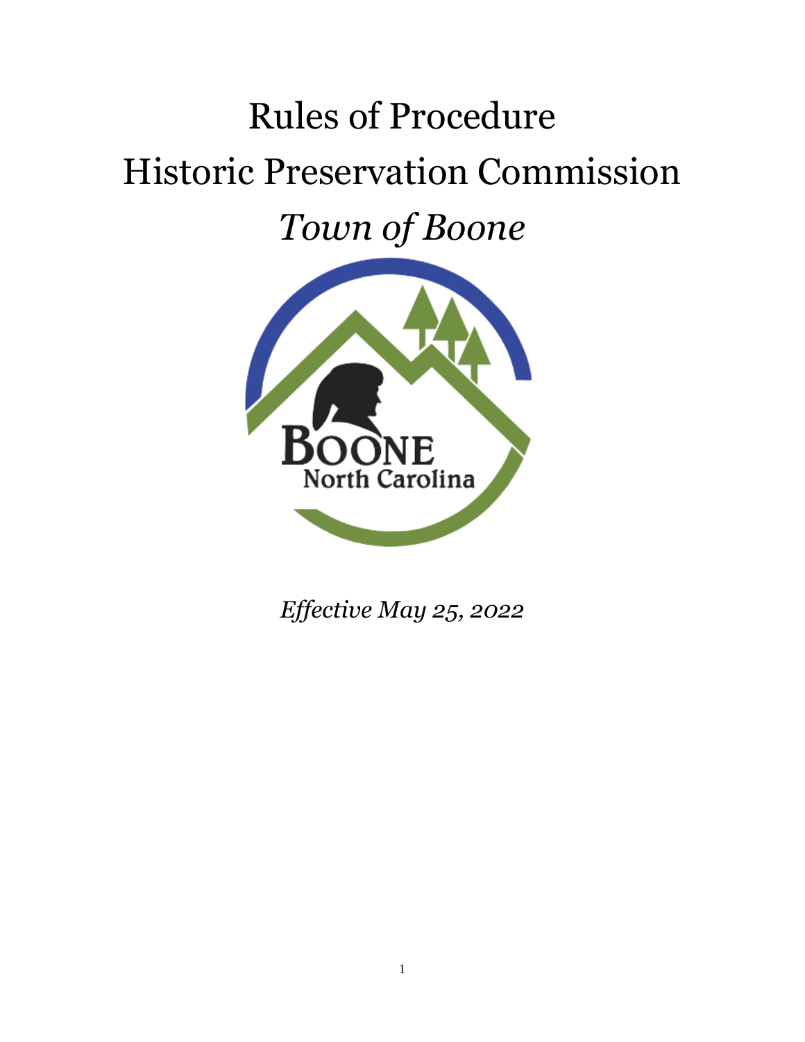# Rules of Procedure

# Historic Preservation Commission

# *Town of Boone*

*Effective May 25, 2022*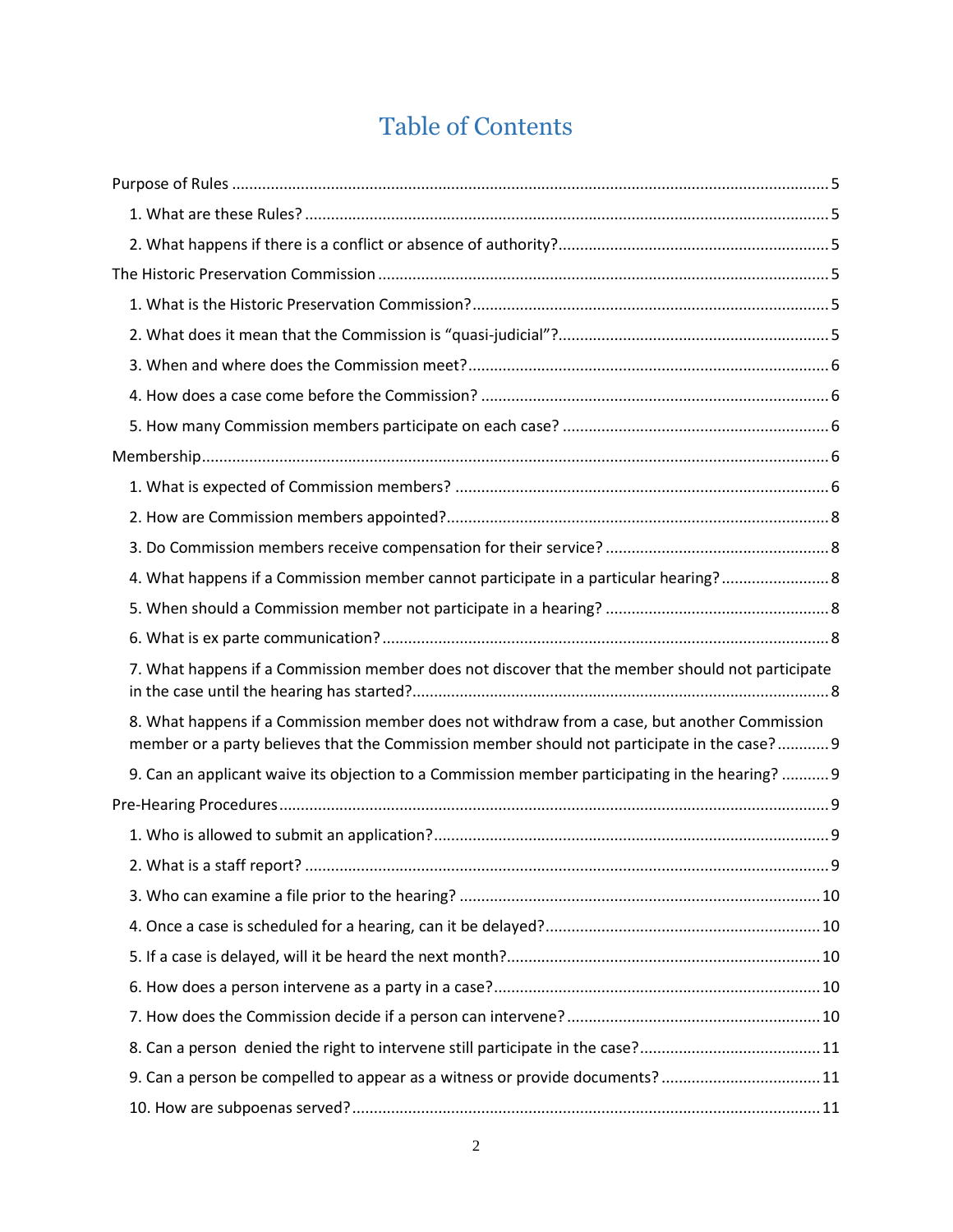# Table of Contents

Purpose of Rules ..... 5

1. What are these Rules? ..... 5
2. What happens if there is a conflict or absence of authority? ..... 5

The Historic Preservation Commission ..... 5

1. What is the Historic Preservation Commission? ..... 5
2. What does it mean that the Commission is "quasi-judicial"? ..... 5
3. When and where does the Commission meet? ..... 6
4. How does a case come before the Commission? ..... 6
5. How many Commission members participate on each case? ..... 6

Membership ..... 6

1. What is expected of Commission members? ..... 6
2. How are Commission members appointed? ..... 8
3. Do Commission members receive compensation for their service? ..... 8
4. What happens if a Commission member cannot participate in a particular hearing? ..... 8
5. When should a Commission member not participate in a hearing? ..... 8
6. What is ex parte communication? ..... 8
7. What happens if a Commission member does not discover that the member should not participate in the case until the hearing has started? ..... 8
8. What happens if a Commission member does not withdraw from a case, but another Commission member or a party believes that the Commission member should not participate in the case? ..... 9
9. Can an applicant waive its objection to a Commission member participating in the hearing? ..... 9

Pre-Hearing Procedures ..... 9

1. Who is allowed to submit an application? ..... 9
2. What is a staff report? ..... 9
3. Who can examine a file prior to the hearing? ..... 10
4. Once a case is scheduled for a hearing, can it be delayed? ..... 10
5. If a case is delayed, will it be heard the next month? ..... 10
6. How does a person intervene as a party in a case? ..... 10
7. How does the Commission decide if a person can intervene? ..... 10
8. Can a person denied the right to intervene still participate in the case? ..... 11
9. Can a person be compelled to appear as a witness or provide documents? ..... 11
10. How are subpoenas served? ..... 11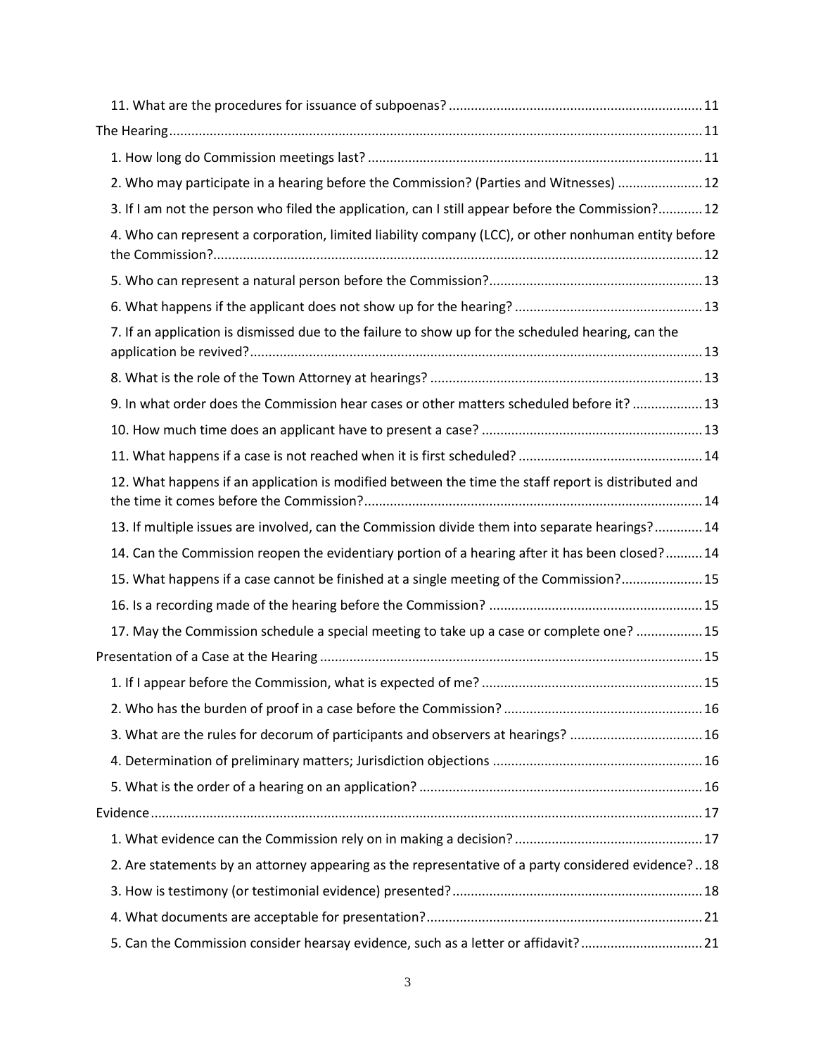11. What are the procedures for issuance of subpoenas? .......... 11

The Hearing .......... 11

1. How long do Commission meetings last? .......... 11
2. Who may participate in a hearing before the Commission? (Parties and Witnesses) .......... 12
3. If I am not the person who filed the application, can I still appear before the Commission? .......... 12
4. Who can represent a corporation, limited liability company (LCC), or other nonhuman entity before the Commission? .......... 12
5. Who can represent a natural person before the Commission? .......... 13
6. What happens if the applicant does not show up for the hearing? .......... 13
7. If an application is dismissed due to the failure to show up for the scheduled hearing, can the application be revived? .......... 13
8. What is the role of the Town Attorney at hearings? .......... 13
9. In what order does the Commission hear cases or other matters scheduled before it? .......... 13
10. How much time does an applicant have to present a case? .......... 13
11. What happens if a case is not reached when it is first scheduled? .......... 14
12. What happens if an application is modified between the time the staff report is distributed and the time it comes before the Commission? .......... 14
13. If multiple issues are involved, can the Commission divide them into separate hearings? .......... 14
14. Can the Commission reopen the evidentiary portion of a hearing after it has been closed? .......... 14
15. What happens if a case cannot be finished at a single meeting of the Commission? .......... 15
16. Is a recording made of the hearing before the Commission? .......... 15
17. May the Commission schedule a special meeting to take up a case or complete one? .......... 15

Presentation of a Case at the Hearing .......... 15

1. If I appear before the Commission, what is expected of me? .......... 15
2. Who has the burden of proof in a case before the Commission? .......... 16
3. What are the rules for decorum of participants and observers at hearings? .......... 16
4. Determination of preliminary matters; Jurisdiction objections .......... 16
5. What is the order of a hearing on an application? .......... 16

Evidence .......... 17

1. What evidence can the Commission rely on in making a decision? .......... 17
2. Are statements by an attorney appearing as the representative of a party considered evidence? .......... 18
3. How is testimony (or testimonial evidence) presented? .......... 18
4. What documents are acceptable for presentation? .......... 21
5. Can the Commission consider hearsay evidence, such as a letter or affidavit? .......... 21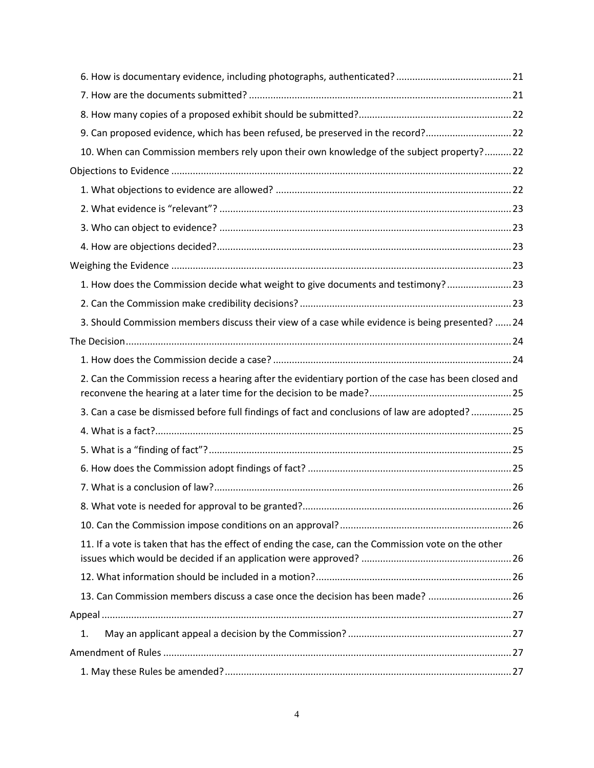6. How is documentary evidence, including photographs, authenticated? .......... 21

7. How are the documents submitted? .......... 21

8. How many copies of a proposed exhibit should be submitted? .......... 22

9. Can proposed evidence, which has been refused, be preserved in the record? .......... 22

10. When can Commission members rely upon their own knowledge of the subject property? .......... 22

Objections to Evidence .......... 22

1. What objections to evidence are allowed? .......... 22

2. What evidence is "relevant"? .......... 23

3. Who can object to evidence? .......... 23

4. How are objections decided? .......... 23

Weighing the Evidence .......... 23

1. How does the Commission decide what weight to give documents and testimony? .......... 23

2. Can the Commission make credibility decisions? .......... 23

3. Should Commission members discuss their view of a case while evidence is being presented? .......... 24

The Decision .......... 24

1. How does the Commission decide a case? .......... 24

2. Can the Commission recess a hearing after the evidentiary portion of the case has been closed and reconvene the hearing at a later time for the decision to be made? .......... 25

3. Can a case be dismissed before full findings of fact and conclusions of law are adopted? .......... 25

4. What is a fact? .......... 25

5. What is a "finding of fact"? .......... 25

6. How does the Commission adopt findings of fact? .......... 25

7. What is a conclusion of law? .......... 26

8. What vote is needed for approval to be granted? .......... 26

10. Can the Commission impose conditions on an approval? .......... 26

11. If a vote is taken that has the effect of ending the case, can the Commission vote on the other issues which would be decided if an application were approved? .......... 26

12. What information should be included in a motion? .......... 26

13. Can Commission members discuss a case once the decision has been made? .......... 26

Appeal .......... 27

1. May an applicant appeal a decision by the Commission? .......... 27

Amendment of Rules .......... 27

1. May these Rules be amended? .......... 27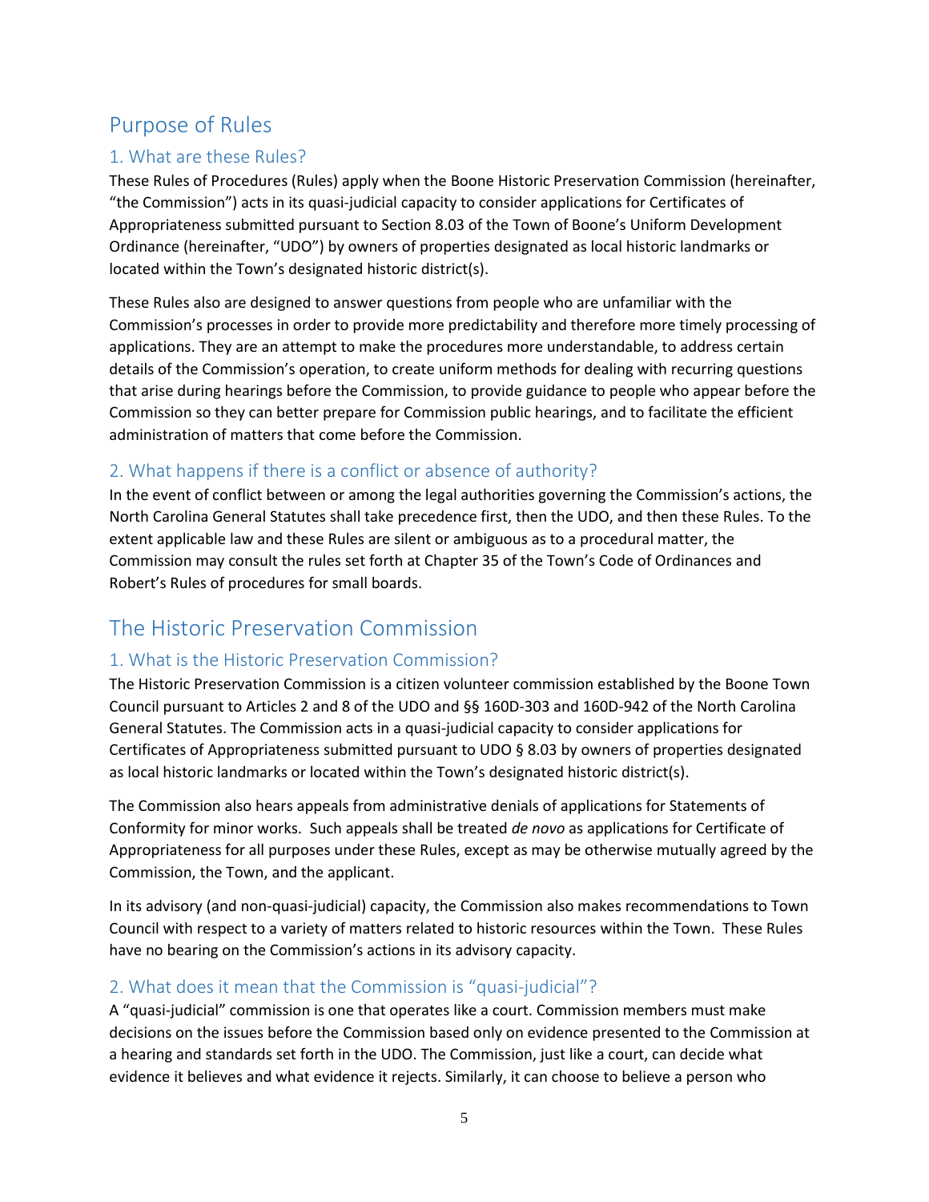## Purpose of Rules

### 1. What are these Rules?

These Rules of Procedures (Rules) apply when the Boone Historic Preservation Commission (hereinafter, "the Commission") acts in its quasi-judicial capacity to consider applications for Certificates of Appropriateness submitted pursuant to Section 8.03 of the Town of Boone's Uniform Development Ordinance (hereinafter, "UDO") by owners of properties designated as local historic landmarks or located within the Town's designated historic district(s).

These Rules also are designed to answer questions from people who are unfamiliar with the Commission's processes in order to provide more predictability and therefore more timely processing of applications. They are an attempt to make the procedures more understandable, to address certain details of the Commission's operation, to create uniform methods for dealing with recurring questions that arise during hearings before the Commission, to provide guidance to people who appear before the Commission so they can better prepare for Commission public hearings, and to facilitate the efficient administration of matters that come before the Commission.

### 2. What happens if there is a conflict or absence of authority?

In the event of conflict between or among the legal authorities governing the Commission's actions, the North Carolina General Statutes shall take precedence first, then the UDO, and then these Rules. To the extent applicable law and these Rules are silent or ambiguous as to a procedural matter, the Commission may consult the rules set forth at Chapter 35 of the Town's Code of Ordinances and Robert's Rules of procedures for small boards.

## The Historic Preservation Commission

### 1. What is the Historic Preservation Commission?

The Historic Preservation Commission is a citizen volunteer commission established by the Boone Town Council pursuant to Articles 2 and 8 of the UDO and §§ 160D-303 and 160D-942 of the North Carolina General Statutes. The Commission acts in a quasi-judicial capacity to consider applications for Certificates of Appropriateness submitted pursuant to UDO § 8.03 by owners of properties designated as local historic landmarks or located within the Town's designated historic district(s).

The Commission also hears appeals from administrative denials of applications for Statements of Conformity for minor works. Such appeals shall be treated *de novo* as applications for Certificate of Appropriateness for all purposes under these Rules, except as may be otherwise mutually agreed by the Commission, the Town, and the applicant.

In its advisory (and non-quasi-judicial) capacity, the Commission also makes recommendations to Town Council with respect to a variety of matters related to historic resources within the Town. These Rules have no bearing on the Commission's actions in its advisory capacity.

### 2. What does it mean that the Commission is "quasi-judicial"?

A "quasi-judicial" commission is one that operates like a court. Commission members must make decisions on the issues before the Commission based only on evidence presented to the Commission at a hearing and standards set forth in the UDO. The Commission, just like a court, can decide what evidence it believes and what evidence it rejects. Similarly, it can choose to believe a person who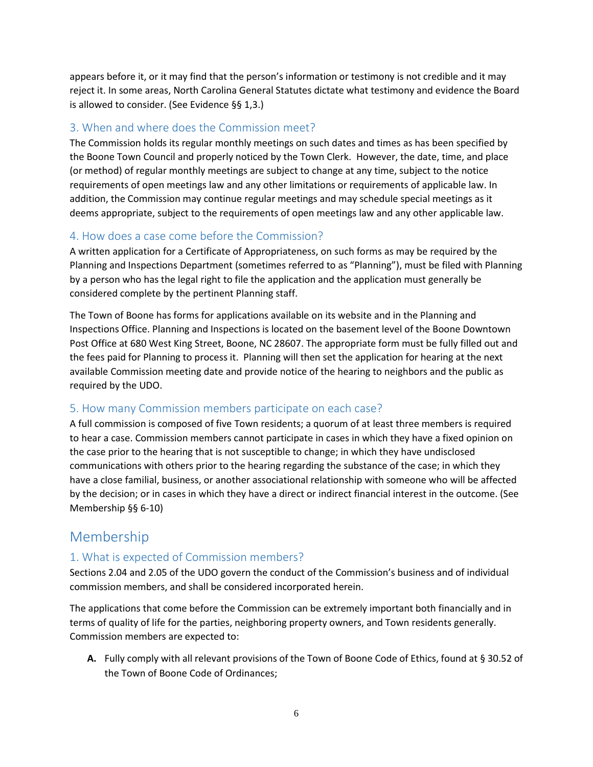appears before it, or it may find that the person's information or testimony is not credible and it may reject it. In some areas, North Carolina General Statutes dictate what testimony and evidence the Board is allowed to consider. (See Evidence §§ 1,3.)

### 3. When and where does the Commission meet?

The Commission holds its regular monthly meetings on such dates and times as has been specified by the Boone Town Council and properly noticed by the Town Clerk. However, the date, time, and place (or method) of regular monthly meetings are subject to change at any time, subject to the notice requirements of open meetings law and any other limitations or requirements of applicable law. In addition, the Commission may continue regular meetings and may schedule special meetings as it deems appropriate, subject to the requirements of open meetings law and any other applicable law.

### 4. How does a case come before the Commission?

A written application for a Certificate of Appropriateness, on such forms as may be required by the Planning and Inspections Department (sometimes referred to as "Planning"), must be filed with Planning by a person who has the legal right to file the application and the application must generally be considered complete by the pertinent Planning staff.

The Town of Boone has forms for applications available on its website and in the Planning and Inspections Office. Planning and Inspections is located on the basement level of the Boone Downtown Post Office at 680 West King Street, Boone, NC 28607. The appropriate form must be fully filled out and the fees paid for Planning to process it. Planning will then set the application for hearing at the next available Commission meeting date and provide notice of the hearing to neighbors and the public as required by the UDO.

### 5. How many Commission members participate on each case?

A full commission is composed of five Town residents; a quorum of at least three members is required to hear a case. Commission members cannot participate in cases in which they have a fixed opinion on the case prior to the hearing that is not susceptible to change; in which they have undisclosed communications with others prior to the hearing regarding the substance of the case; in which they have a close familial, business, or another associational relationship with someone who will be affected by the decision; or in cases in which they have a direct or indirect financial interest in the outcome. (See Membership §§ 6-10)

## Membership

### 1. What is expected of Commission members?

Sections 2.04 and 2.05 of the UDO govern the conduct of the Commission's business and of individual commission members, and shall be considered incorporated herein.

The applications that come before the Commission can be extremely important both financially and in terms of quality of life for the parties, neighboring property owners, and Town residents generally. Commission members are expected to:

**A.** Fully comply with all relevant provisions of the Town of Boone Code of Ethics, found at § 30.52 of the Town of Boone Code of Ordinances;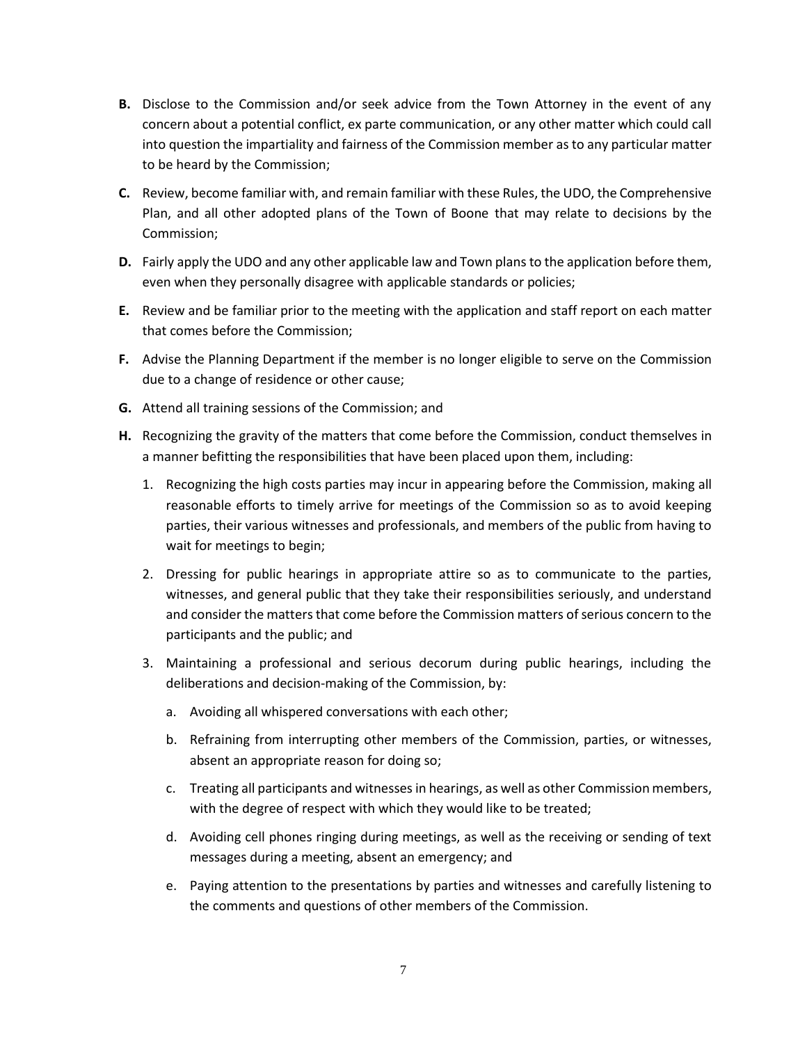**B.** Disclose to the Commission and/or seek advice from the Town Attorney in the event of any concern about a potential conflict, ex parte communication, or any other matter which could call into question the impartiality and fairness of the Commission member as to any particular matter to be heard by the Commission;

**C.** Review, become familiar with, and remain familiar with these Rules, the UDO, the Comprehensive Plan, and all other adopted plans of the Town of Boone that may relate to decisions by the Commission;

**D.** Fairly apply the UDO and any other applicable law and Town plans to the application before them, even when they personally disagree with applicable standards or policies;

**E.** Review and be familiar prior to the meeting with the application and staff report on each matter that comes before the Commission;

**F.** Advise the Planning Department if the member is no longer eligible to serve on the Commission due to a change of residence or other cause;

**G.** Attend all training sessions of the Commission; and

**H.** Recognizing the gravity of the matters that come before the Commission, conduct themselves in a manner befitting the responsibilities that have been placed upon them, including:

1. Recognizing the high costs parties may incur in appearing before the Commission, making all reasonable efforts to timely arrive for meetings of the Commission so as to avoid keeping parties, their various witnesses and professionals, and members of the public from having to wait for meetings to begin;
2. Dressing for public hearings in appropriate attire so as to communicate to the parties, witnesses, and general public that they take their responsibilities seriously, and understand and consider the matters that come before the Commission matters of serious concern to the participants and the public; and
3. Maintaining a professional and serious decorum during public hearings, including the deliberations and decision-making of the Commission, by:
   a. Avoiding all whispered conversations with each other;
   b. Refraining from interrupting other members of the Commission, parties, or witnesses, absent an appropriate reason for doing so;
   c. Treating all participants and witnesses in hearings, as well as other Commission members, with the degree of respect with which they would like to be treated;
   d. Avoiding cell phones ringing during meetings, as well as the receiving or sending of text messages during a meeting, absent an emergency; and
   e. Paying attention to the presentations by parties and witnesses and carefully listening to the comments and questions of other members of the Commission.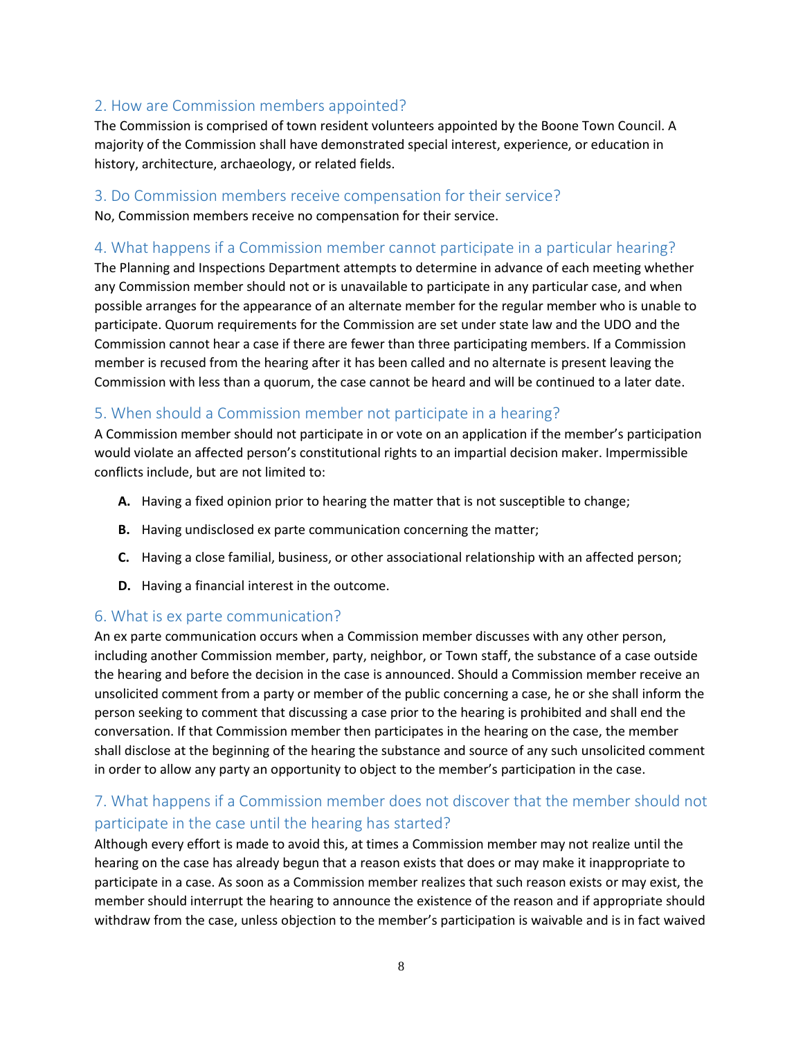## 2. How are Commission members appointed?

The Commission is comprised of town resident volunteers appointed by the Boone Town Council. A majority of the Commission shall have demonstrated special interest, experience, or education in history, architecture, archaeology, or related fields.

## 3. Do Commission members receive compensation for their service?

No, Commission members receive no compensation for their service.

## 4. What happens if a Commission member cannot participate in a particular hearing?

The Planning and Inspections Department attempts to determine in advance of each meeting whether any Commission member should not or is unavailable to participate in any particular case, and when possible arranges for the appearance of an alternate member for the regular member who is unable to participate. Quorum requirements for the Commission are set under state law and the UDO and the Commission cannot hear a case if there are fewer than three participating members. If a Commission member is recused from the hearing after it has been called and no alternate is present leaving the Commission with less than a quorum, the case cannot be heard and will be continued to a later date.

## 5. When should a Commission member not participate in a hearing?

A Commission member should not participate in or vote on an application if the member's participation would violate an affected person's constitutional rights to an impartial decision maker. Impermissible conflicts include, but are not limited to:

**A.** Having a fixed opinion prior to hearing the matter that is not susceptible to change;

**B.** Having undisclosed ex parte communication concerning the matter;

**C.** Having a close familial, business, or other associational relationship with an affected person;

**D.** Having a financial interest in the outcome.

## 6. What is ex parte communication?

An ex parte communication occurs when a Commission member discusses with any other person, including another Commission member, party, neighbor, or Town staff, the substance of a case outside the hearing and before the decision in the case is announced. Should a Commission member receive an unsolicited comment from a party or member of the public concerning a case, he or she shall inform the person seeking to comment that discussing a case prior to the hearing is prohibited and shall end the conversation. If that Commission member then participates in the hearing on the case, the member shall disclose at the beginning of the hearing the substance and source of any such unsolicited comment in order to allow any party an opportunity to object to the member's participation in the case.

## 7. What happens if a Commission member does not discover that the member should not participate in the case until the hearing has started?

Although every effort is made to avoid this, at times a Commission member may not realize until the hearing on the case has already begun that a reason exists that does or may make it inappropriate to participate in a case. As soon as a Commission member realizes that such reason exists or may exist, the member should interrupt the hearing to announce the existence of the reason and if appropriate should withdraw from the case, unless objection to the member's participation is waivable and is in fact waived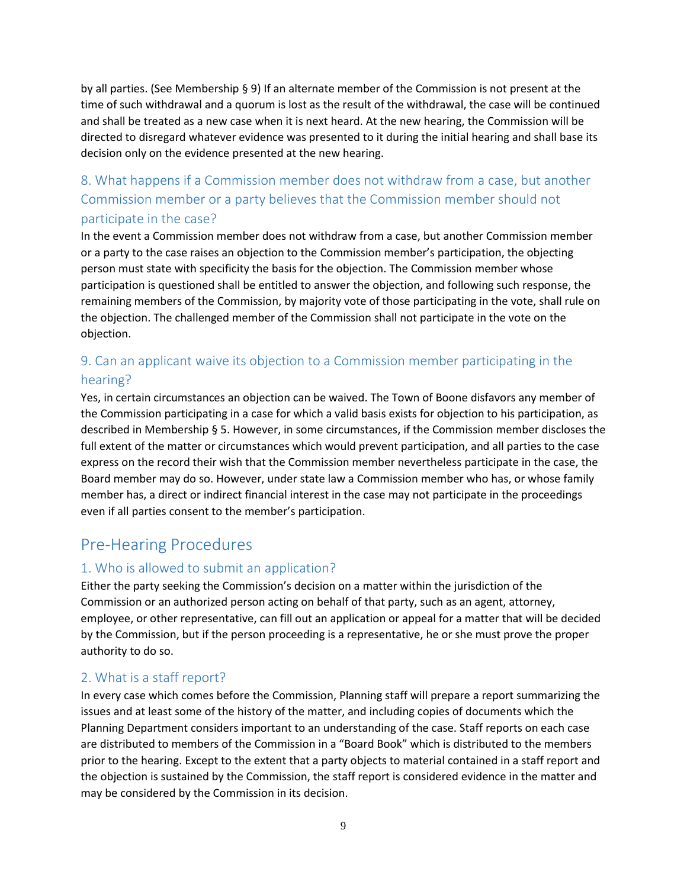by all parties. (See Membership § 9) If an alternate member of the Commission is not present at the time of such withdrawal and a quorum is lost as the result of the withdrawal, the case will be continued and shall be treated as a new case when it is next heard. At the new hearing, the Commission will be directed to disregard whatever evidence was presented to it during the initial hearing and shall base its decision only on the evidence presented at the new hearing.

### 8. What happens if a Commission member does not withdraw from a case, but another Commission member or a party believes that the Commission member should not participate in the case?

In the event a Commission member does not withdraw from a case, but another Commission member or a party to the case raises an objection to the Commission member's participation, the objecting person must state with specificity the basis for the objection. The Commission member whose participation is questioned shall be entitled to answer the objection, and following such response, the remaining members of the Commission, by majority vote of those participating in the vote, shall rule on the objection. The challenged member of the Commission shall not participate in the vote on the objection.

### 9. Can an applicant waive its objection to a Commission member participating in the hearing?

Yes, in certain circumstances an objection can be waived. The Town of Boone disfavors any member of the Commission participating in a case for which a valid basis exists for objection to his participation, as described in Membership § 5. However, in some circumstances, if the Commission member discloses the full extent of the matter or circumstances which would prevent participation, and all parties to the case express on the record their wish that the Commission member nevertheless participate in the case, the Board member may do so. However, under state law a Commission member who has, or whose family member has, a direct or indirect financial interest in the case may not participate in the proceedings even if all parties consent to the member's participation.

## Pre-Hearing Procedures

### 1. Who is allowed to submit an application?

Either the party seeking the Commission's decision on a matter within the jurisdiction of the Commission or an authorized person acting on behalf of that party, such as an agent, attorney, employee, or other representative, can fill out an application or appeal for a matter that will be decided by the Commission, but if the person proceeding is a representative, he or she must prove the proper authority to do so.

### 2. What is a staff report?

In every case which comes before the Commission, Planning staff will prepare a report summarizing the issues and at least some of the history of the matter, and including copies of documents which the Planning Department considers important to an understanding of the case. Staff reports on each case are distributed to members of the Commission in a "Board Book" which is distributed to the members prior to the hearing. Except to the extent that a party objects to material contained in a staff report and the objection is sustained by the Commission, the staff report is considered evidence in the matter and may be considered by the Commission in its decision.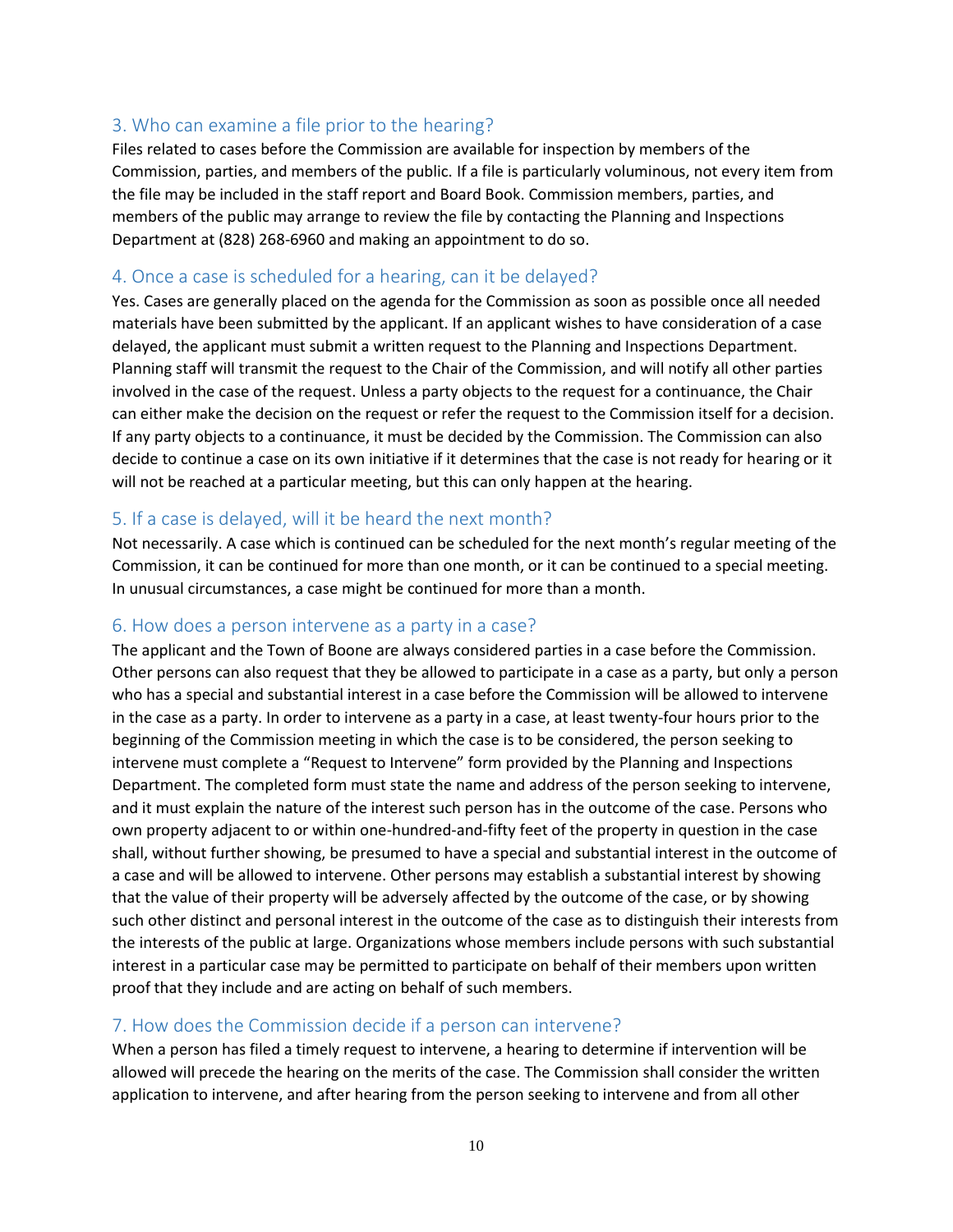## 3. Who can examine a file prior to the hearing?

Files related to cases before the Commission are available for inspection by members of the Commission, parties, and members of the public. If a file is particularly voluminous, not every item from the file may be included in the staff report and Board Book. Commission members, parties, and members of the public may arrange to review the file by contacting the Planning and Inspections Department at (828) 268-6960 and making an appointment to do so.

## 4. Once a case is scheduled for a hearing, can it be delayed?

Yes. Cases are generally placed on the agenda for the Commission as soon as possible once all needed materials have been submitted by the applicant. If an applicant wishes to have consideration of a case delayed, the applicant must submit a written request to the Planning and Inspections Department. Planning staff will transmit the request to the Chair of the Commission, and will notify all other parties involved in the case of the request. Unless a party objects to the request for a continuance, the Chair can either make the decision on the request or refer the request to the Commission itself for a decision. If any party objects to a continuance, it must be decided by the Commission. The Commission can also decide to continue a case on its own initiative if it determines that the case is not ready for hearing or it will not be reached at a particular meeting, but this can only happen at the hearing.

## 5. If a case is delayed, will it be heard the next month?

Not necessarily. A case which is continued can be scheduled for the next month's regular meeting of the Commission, it can be continued for more than one month, or it can be continued to a special meeting. In unusual circumstances, a case might be continued for more than a month.

## 6. How does a person intervene as a party in a case?

The applicant and the Town of Boone are always considered parties in a case before the Commission. Other persons can also request that they be allowed to participate in a case as a party, but only a person who has a special and substantial interest in a case before the Commission will be allowed to intervene in the case as a party. In order to intervene as a party in a case, at least twenty-four hours prior to the beginning of the Commission meeting in which the case is to be considered, the person seeking to intervene must complete a "Request to Intervene" form provided by the Planning and Inspections Department. The completed form must state the name and address of the person seeking to intervene, and it must explain the nature of the interest such person has in the outcome of the case. Persons who own property adjacent to or within one-hundred-and-fifty feet of the property in question in the case shall, without further showing, be presumed to have a special and substantial interest in the outcome of a case and will be allowed to intervene. Other persons may establish a substantial interest by showing that the value of their property will be adversely affected by the outcome of the case, or by showing such other distinct and personal interest in the outcome of the case as to distinguish their interests from the interests of the public at large. Organizations whose members include persons with such substantial interest in a particular case may be permitted to participate on behalf of their members upon written proof that they include and are acting on behalf of such members.

## 7. How does the Commission decide if a person can intervene?

When a person has filed a timely request to intervene, a hearing to determine if intervention will be allowed will precede the hearing on the merits of the case. The Commission shall consider the written application to intervene, and after hearing from the person seeking to intervene and from all other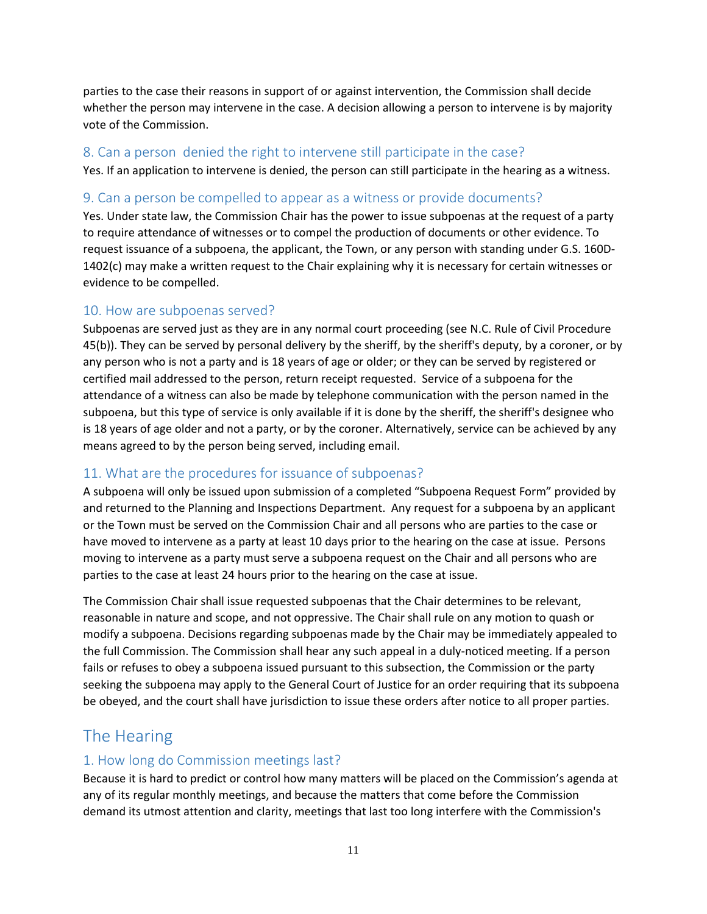parties to the case their reasons in support of or against intervention, the Commission shall decide whether the person may intervene in the case. A decision allowing a person to intervene is by majority vote of the Commission.

### 8. Can a person denied the right to intervene still participate in the case?

Yes. If an application to intervene is denied, the person can still participate in the hearing as a witness.

### 9. Can a person be compelled to appear as a witness or provide documents?

Yes. Under state law, the Commission Chair has the power to issue subpoenas at the request of a party to require attendance of witnesses or to compel the production of documents or other evidence. To request issuance of a subpoena, the applicant, the Town, or any person with standing under G.S. 160D-1402(c) may make a written request to the Chair explaining why it is necessary for certain witnesses or evidence to be compelled.

### 10. How are subpoenas served?

Subpoenas are served just as they are in any normal court proceeding (see N.C. Rule of Civil Procedure 45(b)). They can be served by personal delivery by the sheriff, by the sheriff's deputy, by a coroner, or by any person who is not a party and is 18 years of age or older; or they can be served by registered or certified mail addressed to the person, return receipt requested. Service of a subpoena for the attendance of a witness can also be made by telephone communication with the person named in the subpoena, but this type of service is only available if it is done by the sheriff, the sheriff's designee who is 18 years of age older and not a party, or by the coroner. Alternatively, service can be achieved by any means agreed to by the person being served, including email.

### 11. What are the procedures for issuance of subpoenas?

A subpoena will only be issued upon submission of a completed "Subpoena Request Form" provided by and returned to the Planning and Inspections Department. Any request for a subpoena by an applicant or the Town must be served on the Commission Chair and all persons who are parties to the case or have moved to intervene as a party at least 10 days prior to the hearing on the case at issue. Persons moving to intervene as a party must serve a subpoena request on the Chair and all persons who are parties to the case at least 24 hours prior to the hearing on the case at issue.

The Commission Chair shall issue requested subpoenas that the Chair determines to be relevant, reasonable in nature and scope, and not oppressive. The Chair shall rule on any motion to quash or modify a subpoena. Decisions regarding subpoenas made by the Chair may be immediately appealed to the full Commission. The Commission shall hear any such appeal in a duly-noticed meeting. If a person fails or refuses to obey a subpoena issued pursuant to this subsection, the Commission or the party seeking the subpoena may apply to the General Court of Justice for an order requiring that its subpoena be obeyed, and the court shall have jurisdiction to issue these orders after notice to all proper parties.

## The Hearing

### 1. How long do Commission meetings last?

Because it is hard to predict or control how many matters will be placed on the Commission's agenda at any of its regular monthly meetings, and because the matters that come before the Commission demand its utmost attention and clarity, meetings that last too long interfere with the Commission's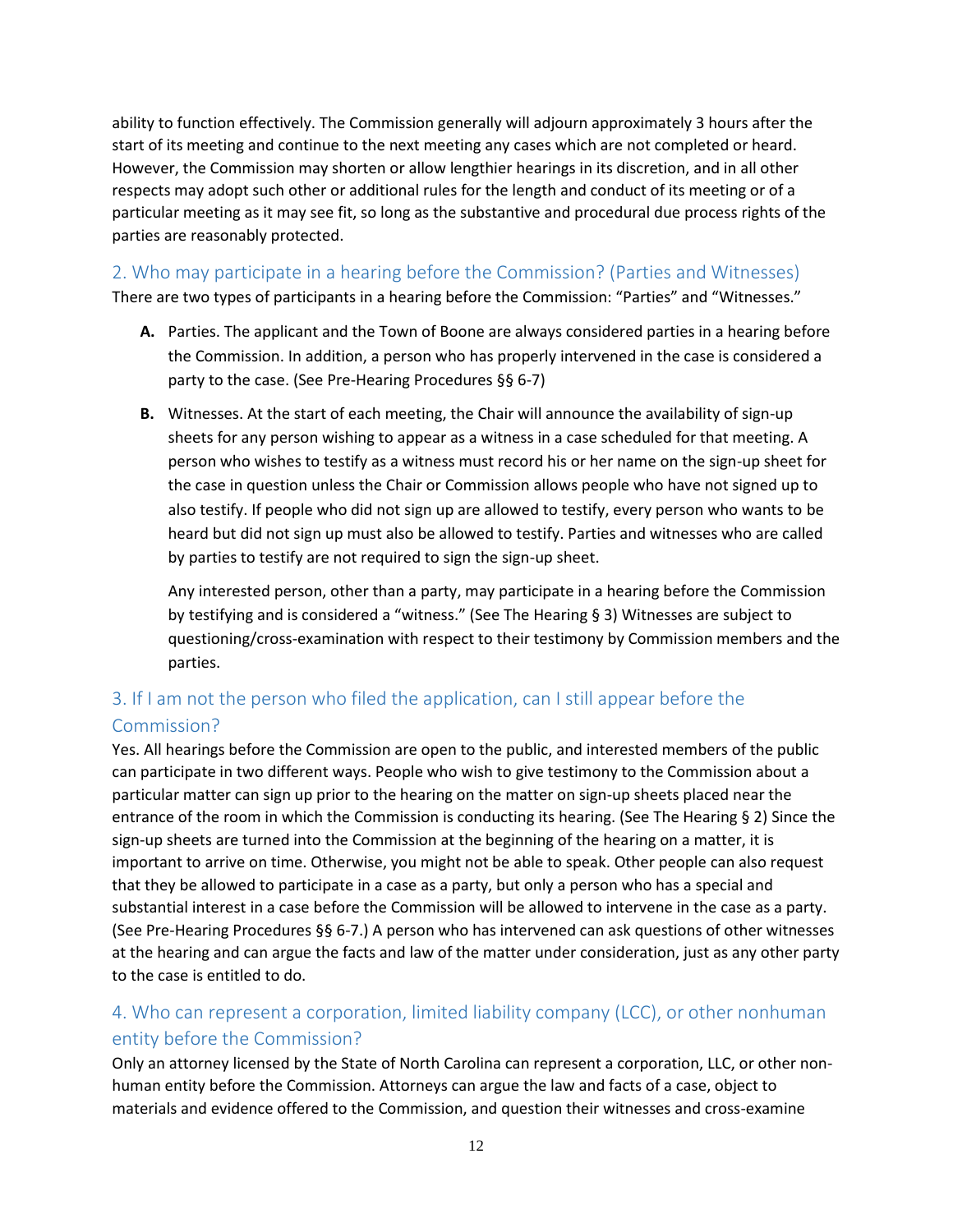ability to function effectively. The Commission generally will adjourn approximately 3 hours after the start of its meeting and continue to the next meeting any cases which are not completed or heard. However, the Commission may shorten or allow lengthier hearings in its discretion, and in all other respects may adopt such other or additional rules for the length and conduct of its meeting or of a particular meeting as it may see fit, so long as the substantive and procedural due process rights of the parties are reasonably protected.

## 2. Who may participate in a hearing before the Commission? (Parties and Witnesses)

There are two types of participants in a hearing before the Commission: "Parties" and "Witnesses."

**A.** Parties. The applicant and the Town of Boone are always considered parties in a hearing before the Commission. In addition, a person who has properly intervened in the case is considered a party to the case. (See Pre-Hearing Procedures §§ 6-7)

**B.** Witnesses. At the start of each meeting, the Chair will announce the availability of sign-up sheets for any person wishing to appear as a witness in a case scheduled for that meeting. A person who wishes to testify as a witness must record his or her name on the sign-up sheet for the case in question unless the Chair or Commission allows people who have not signed up to also testify. If people who did not sign up are allowed to testify, every person who wants to be heard but did not sign up must also be allowed to testify. Parties and witnesses who are called by parties to testify are not required to sign the sign-up sheet.

Any interested person, other than a party, may participate in a hearing before the Commission by testifying and is considered a "witness." (See The Hearing § 3) Witnesses are subject to questioning/cross-examination with respect to their testimony by Commission members and the parties.

## 3. If I am not the person who filed the application, can I still appear before the Commission?

Yes. All hearings before the Commission are open to the public, and interested members of the public can participate in two different ways. People who wish to give testimony to the Commission about a particular matter can sign up prior to the hearing on the matter on sign-up sheets placed near the entrance of the room in which the Commission is conducting its hearing. (See The Hearing § 2) Since the sign-up sheets are turned into the Commission at the beginning of the hearing on a matter, it is important to arrive on time. Otherwise, you might not be able to speak. Other people can also request that they be allowed to participate in a case as a party, but only a person who has a special and substantial interest in a case before the Commission will be allowed to intervene in the case as a party. (See Pre-Hearing Procedures §§ 6-7.) A person who has intervened can ask questions of other witnesses at the hearing and can argue the facts and law of the matter under consideration, just as any other party to the case is entitled to do.

## 4. Who can represent a corporation, limited liability company (LCC), or other nonhuman entity before the Commission?

Only an attorney licensed by the State of North Carolina can represent a corporation, LLC, or other non-human entity before the Commission. Attorneys can argue the law and facts of a case, object to materials and evidence offered to the Commission, and question their witnesses and cross-examine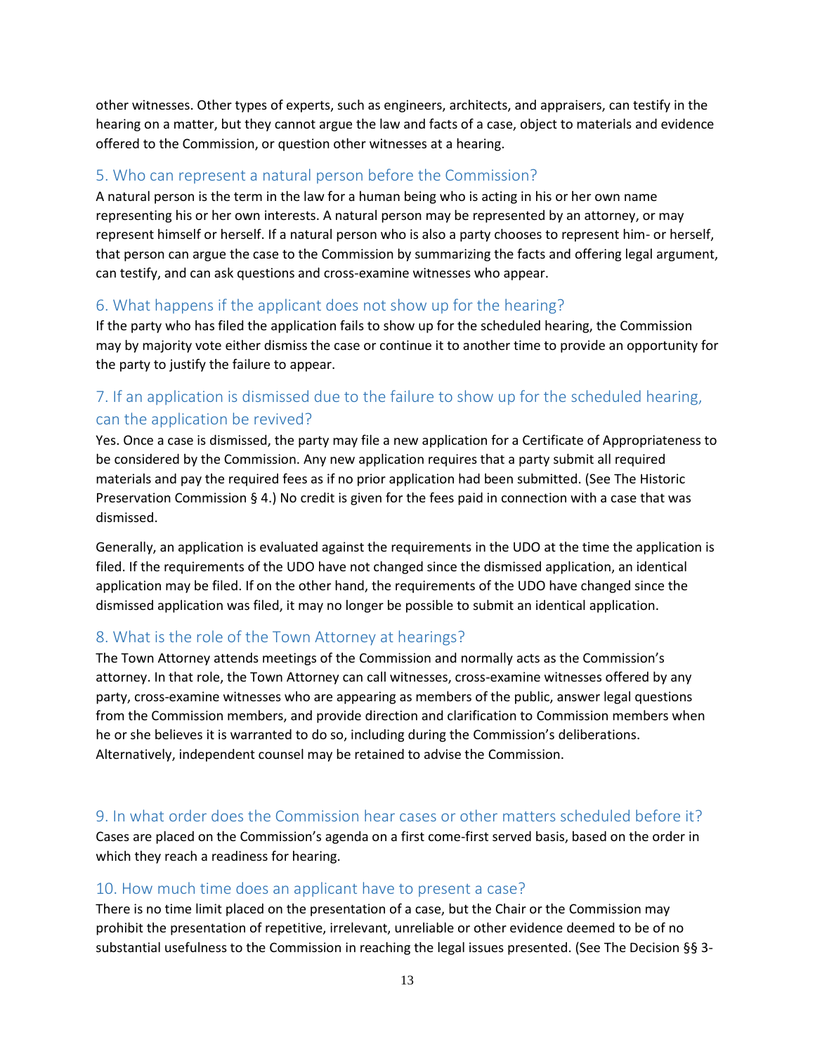other witnesses. Other types of experts, such as engineers, architects, and appraisers, can testify in the hearing on a matter, but they cannot argue the law and facts of a case, object to materials and evidence offered to the Commission, or question other witnesses at a hearing.

## 5. Who can represent a natural person before the Commission?

A natural person is the term in the law for a human being who is acting in his or her own name representing his or her own interests. A natural person may be represented by an attorney, or may represent himself or herself. If a natural person who is also a party chooses to represent him- or herself, that person can argue the case to the Commission by summarizing the facts and offering legal argument, can testify, and can ask questions and cross-examine witnesses who appear.

## 6. What happens if the applicant does not show up for the hearing?

If the party who has filed the application fails to show up for the scheduled hearing, the Commission may by majority vote either dismiss the case or continue it to another time to provide an opportunity for the party to justify the failure to appear.

## 7. If an application is dismissed due to the failure to show up for the scheduled hearing, can the application be revived?

Yes. Once a case is dismissed, the party may file a new application for a Certificate of Appropriateness to be considered by the Commission. Any new application requires that a party submit all required materials and pay the required fees as if no prior application had been submitted. (See The Historic Preservation Commission § 4.) No credit is given for the fees paid in connection with a case that was dismissed.

Generally, an application is evaluated against the requirements in the UDO at the time the application is filed. If the requirements of the UDO have not changed since the dismissed application, an identical application may be filed. If on the other hand, the requirements of the UDO have changed since the dismissed application was filed, it may no longer be possible to submit an identical application.

## 8. What is the role of the Town Attorney at hearings?

The Town Attorney attends meetings of the Commission and normally acts as the Commission's attorney. In that role, the Town Attorney can call witnesses, cross-examine witnesses offered by any party, cross-examine witnesses who are appearing as members of the public, answer legal questions from the Commission members, and provide direction and clarification to Commission members when he or she believes it is warranted to do so, including during the Commission's deliberations. Alternatively, independent counsel may be retained to advise the Commission.

## 9. In what order does the Commission hear cases or other matters scheduled before it?

Cases are placed on the Commission's agenda on a first come-first served basis, based on the order in which they reach a readiness for hearing.

## 10. How much time does an applicant have to present a case?

There is no time limit placed on the presentation of a case, but the Chair or the Commission may prohibit the presentation of repetitive, irrelevant, unreliable or other evidence deemed to be of no substantial usefulness to the Commission in reaching the legal issues presented. (See The Decision §§ 3-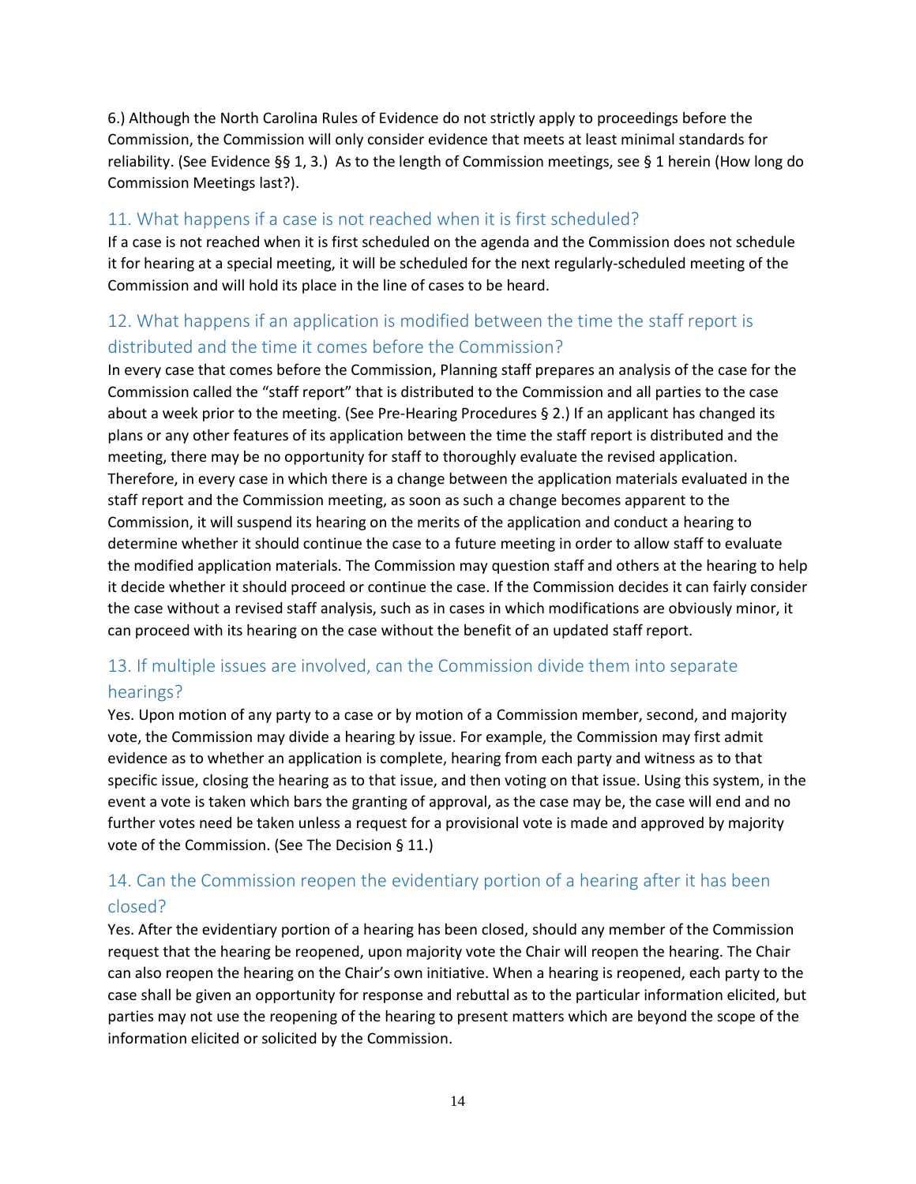6.) Although the North Carolina Rules of Evidence do not strictly apply to proceedings before the Commission, the Commission will only consider evidence that meets at least minimal standards for reliability. (See Evidence §§ 1, 3.) As to the length of Commission meetings, see § 1 herein (How long do Commission Meetings last?).

## 11. What happens if a case is not reached when it is first scheduled?

If a case is not reached when it is first scheduled on the agenda and the Commission does not schedule it for hearing at a special meeting, it will be scheduled for the next regularly-scheduled meeting of the Commission and will hold its place in the line of cases to be heard.

## 12. What happens if an application is modified between the time the staff report is distributed and the time it comes before the Commission?

In every case that comes before the Commission, Planning staff prepares an analysis of the case for the Commission called the "staff report" that is distributed to the Commission and all parties to the case about a week prior to the meeting. (See Pre-Hearing Procedures § 2.) If an applicant has changed its plans or any other features of its application between the time the staff report is distributed and the meeting, there may be no opportunity for staff to thoroughly evaluate the revised application. Therefore, in every case in which there is a change between the application materials evaluated in the staff report and the Commission meeting, as soon as such a change becomes apparent to the Commission, it will suspend its hearing on the merits of the application and conduct a hearing to determine whether it should continue the case to a future meeting in order to allow staff to evaluate the modified application materials. The Commission may question staff and others at the hearing to help it decide whether it should proceed or continue the case. If the Commission decides it can fairly consider the case without a revised staff analysis, such as in cases in which modifications are obviously minor, it can proceed with its hearing on the case without the benefit of an updated staff report.

## 13. If multiple issues are involved, can the Commission divide them into separate hearings?

Yes. Upon motion of any party to a case or by motion of a Commission member, second, and majority vote, the Commission may divide a hearing by issue. For example, the Commission may first admit evidence as to whether an application is complete, hearing from each party and witness as to that specific issue, closing the hearing as to that issue, and then voting on that issue. Using this system, in the event a vote is taken which bars the granting of approval, as the case may be, the case will end and no further votes need be taken unless a request for a provisional vote is made and approved by majority vote of the Commission. (See The Decision § 11.)

## 14. Can the Commission reopen the evidentiary portion of a hearing after it has been closed?

Yes. After the evidentiary portion of a hearing has been closed, should any member of the Commission request that the hearing be reopened, upon majority vote the Chair will reopen the hearing. The Chair can also reopen the hearing on the Chair's own initiative. When a hearing is reopened, each party to the case shall be given an opportunity for response and rebuttal as to the particular information elicited, but parties may not use the reopening of the hearing to present matters which are beyond the scope of the information elicited or solicited by the Commission.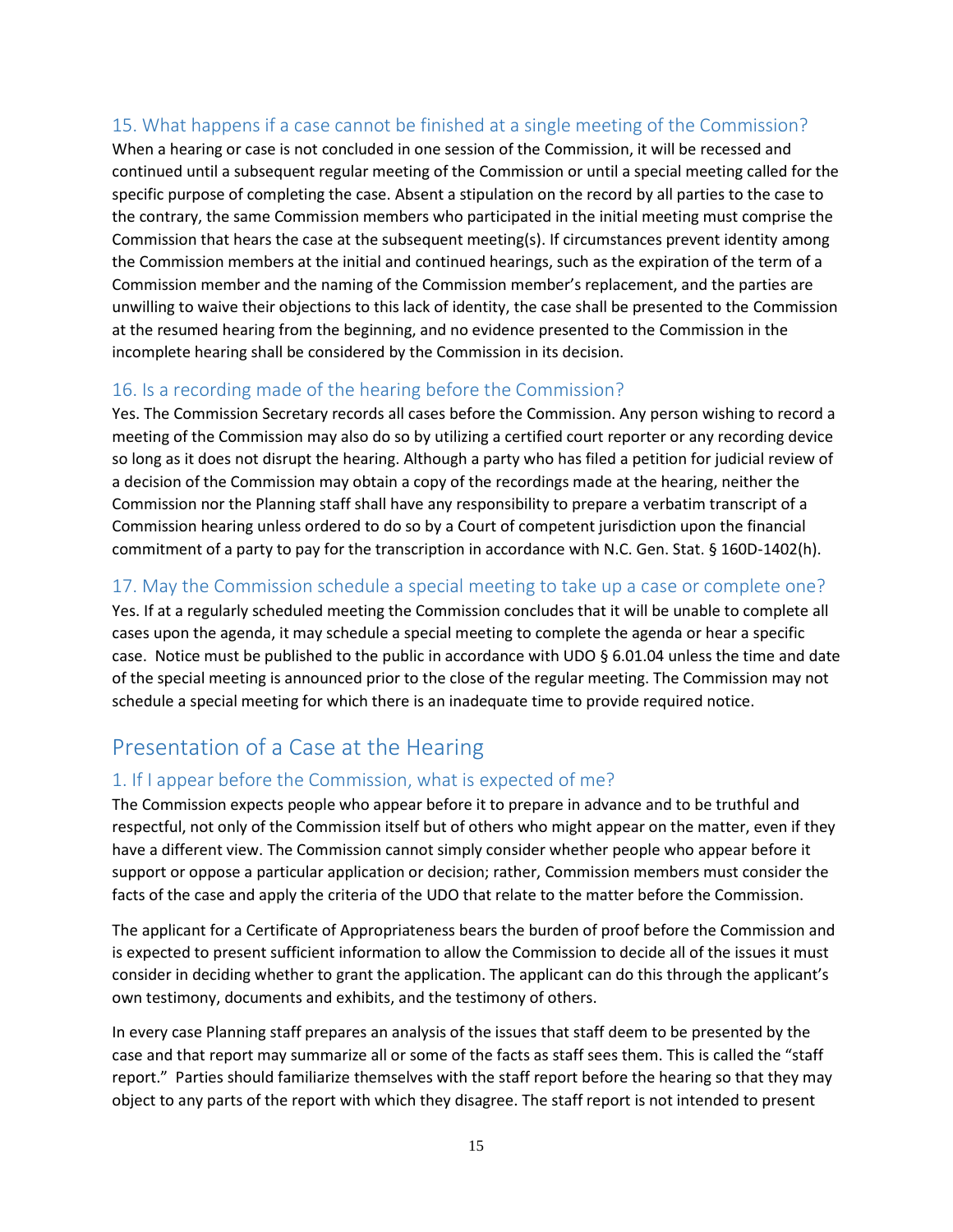### 15. What happens if a case cannot be finished at a single meeting of the Commission?

When a hearing or case is not concluded in one session of the Commission, it will be recessed and continued until a subsequent regular meeting of the Commission or until a special meeting called for the specific purpose of completing the case. Absent a stipulation on the record by all parties to the case to the contrary, the same Commission members who participated in the initial meeting must comprise the Commission that hears the case at the subsequent meeting(s). If circumstances prevent identity among the Commission members at the initial and continued hearings, such as the expiration of the term of a Commission member and the naming of the Commission member's replacement, and the parties are unwilling to waive their objections to this lack of identity, the case shall be presented to the Commission at the resumed hearing from the beginning, and no evidence presented to the Commission in the incomplete hearing shall be considered by the Commission in its decision.

### 16. Is a recording made of the hearing before the Commission?

Yes. The Commission Secretary records all cases before the Commission. Any person wishing to record a meeting of the Commission may also do so by utilizing a certified court reporter or any recording device so long as it does not disrupt the hearing. Although a party who has filed a petition for judicial review of a decision of the Commission may obtain a copy of the recordings made at the hearing, neither the Commission nor the Planning staff shall have any responsibility to prepare a verbatim transcript of a Commission hearing unless ordered to do so by a Court of competent jurisdiction upon the financial commitment of a party to pay for the transcription in accordance with N.C. Gen. Stat. § 160D-1402(h).

### 17. May the Commission schedule a special meeting to take up a case or complete one?

Yes. If at a regularly scheduled meeting the Commission concludes that it will be unable to complete all cases upon the agenda, it may schedule a special meeting to complete the agenda or hear a specific case. Notice must be published to the public in accordance with UDO § 6.01.04 unless the time and date of the special meeting is announced prior to the close of the regular meeting. The Commission may not schedule a special meeting for which there is an inadequate time to provide required notice.

## Presentation of a Case at the Hearing

### 1. If I appear before the Commission, what is expected of me?

The Commission expects people who appear before it to prepare in advance and to be truthful and respectful, not only of the Commission itself but of others who might appear on the matter, even if they have a different view. The Commission cannot simply consider whether people who appear before it support or oppose a particular application or decision; rather, Commission members must consider the facts of the case and apply the criteria of the UDO that relate to the matter before the Commission.

The applicant for a Certificate of Appropriateness bears the burden of proof before the Commission and is expected to present sufficient information to allow the Commission to decide all of the issues it must consider in deciding whether to grant the application. The applicant can do this through the applicant's own testimony, documents and exhibits, and the testimony of others.

In every case Planning staff prepares an analysis of the issues that staff deem to be presented by the case and that report may summarize all or some of the facts as staff sees them. This is called the "staff report." Parties should familiarize themselves with the staff report before the hearing so that they may object to any parts of the report with which they disagree. The staff report is not intended to present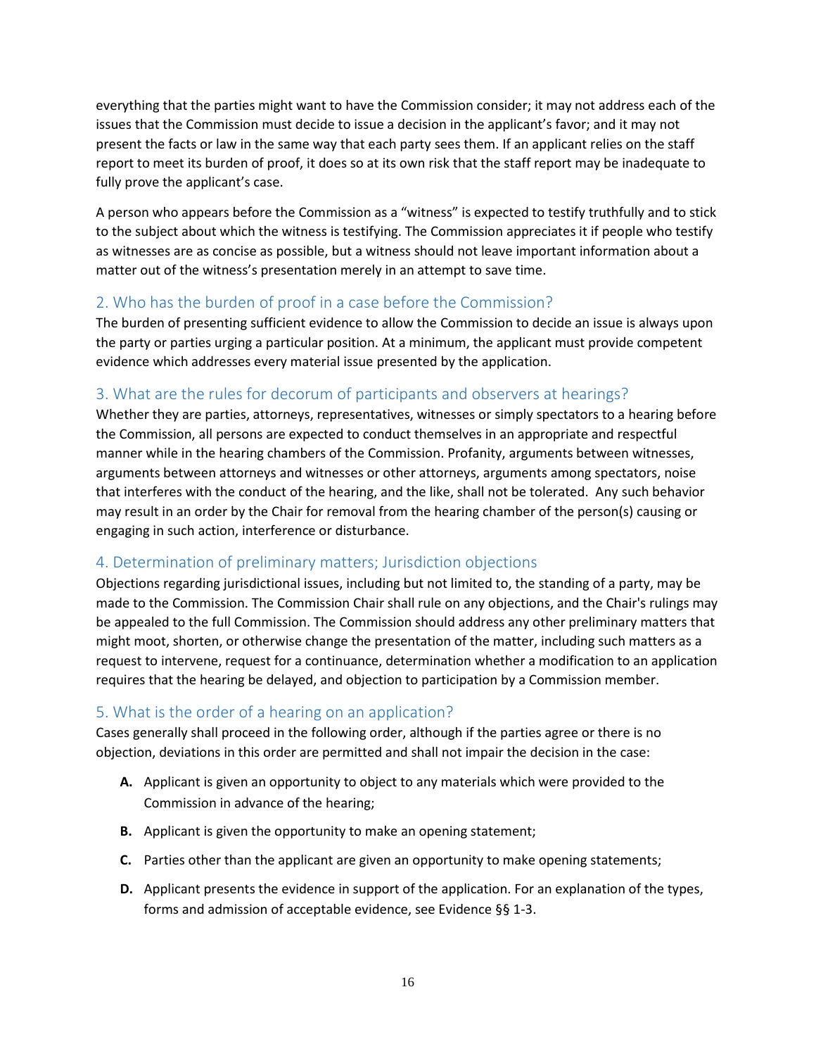everything that the parties might want to have the Commission consider; it may not address each of the issues that the Commission must decide to issue a decision in the applicant's favor; and it may not present the facts or law in the same way that each party sees them. If an applicant relies on the staff report to meet its burden of proof, it does so at its own risk that the staff report may be inadequate to fully prove the applicant's case.

A person who appears before the Commission as a "witness" is expected to testify truthfully and to stick to the subject about which the witness is testifying. The Commission appreciates it if people who testify as witnesses are as concise as possible, but a witness should not leave important information about a matter out of the witness's presentation merely in an attempt to save time.

## 2. Who has the burden of proof in a case before the Commission?

The burden of presenting sufficient evidence to allow the Commission to decide an issue is always upon the party or parties urging a particular position. At a minimum, the applicant must provide competent evidence which addresses every material issue presented by the application.

## 3. What are the rules for decorum of participants and observers at hearings?

Whether they are parties, attorneys, representatives, witnesses or simply spectators to a hearing before the Commission, all persons are expected to conduct themselves in an appropriate and respectful manner while in the hearing chambers of the Commission. Profanity, arguments between witnesses, arguments between attorneys and witnesses or other attorneys, arguments among spectators, noise that interferes with the conduct of the hearing, and the like, shall not be tolerated. Any such behavior may result in an order by the Chair for removal from the hearing chamber of the person(s) causing or engaging in such action, interference or disturbance.

## 4. Determination of preliminary matters; Jurisdiction objections

Objections regarding jurisdictional issues, including but not limited to, the standing of a party, may be made to the Commission. The Commission Chair shall rule on any objections, and the Chair's rulings may be appealed to the full Commission. The Commission should address any other preliminary matters that might moot, shorten, or otherwise change the presentation of the matter, including such matters as a request to intervene, request for a continuance, determination whether a modification to an application requires that the hearing be delayed, and objection to participation by a Commission member.

## 5. What is the order of a hearing on an application?

Cases generally shall proceed in the following order, although if the parties agree or there is no objection, deviations in this order are permitted and shall not impair the decision in the case:

**A.** Applicant is given an opportunity to object to any materials which were provided to the Commission in advance of the hearing;

**B.** Applicant is given the opportunity to make an opening statement;

**C.** Parties other than the applicant are given an opportunity to make opening statements;

**D.** Applicant presents the evidence in support of the application. For an explanation of the types, forms and admission of acceptable evidence, see Evidence §§ 1-3.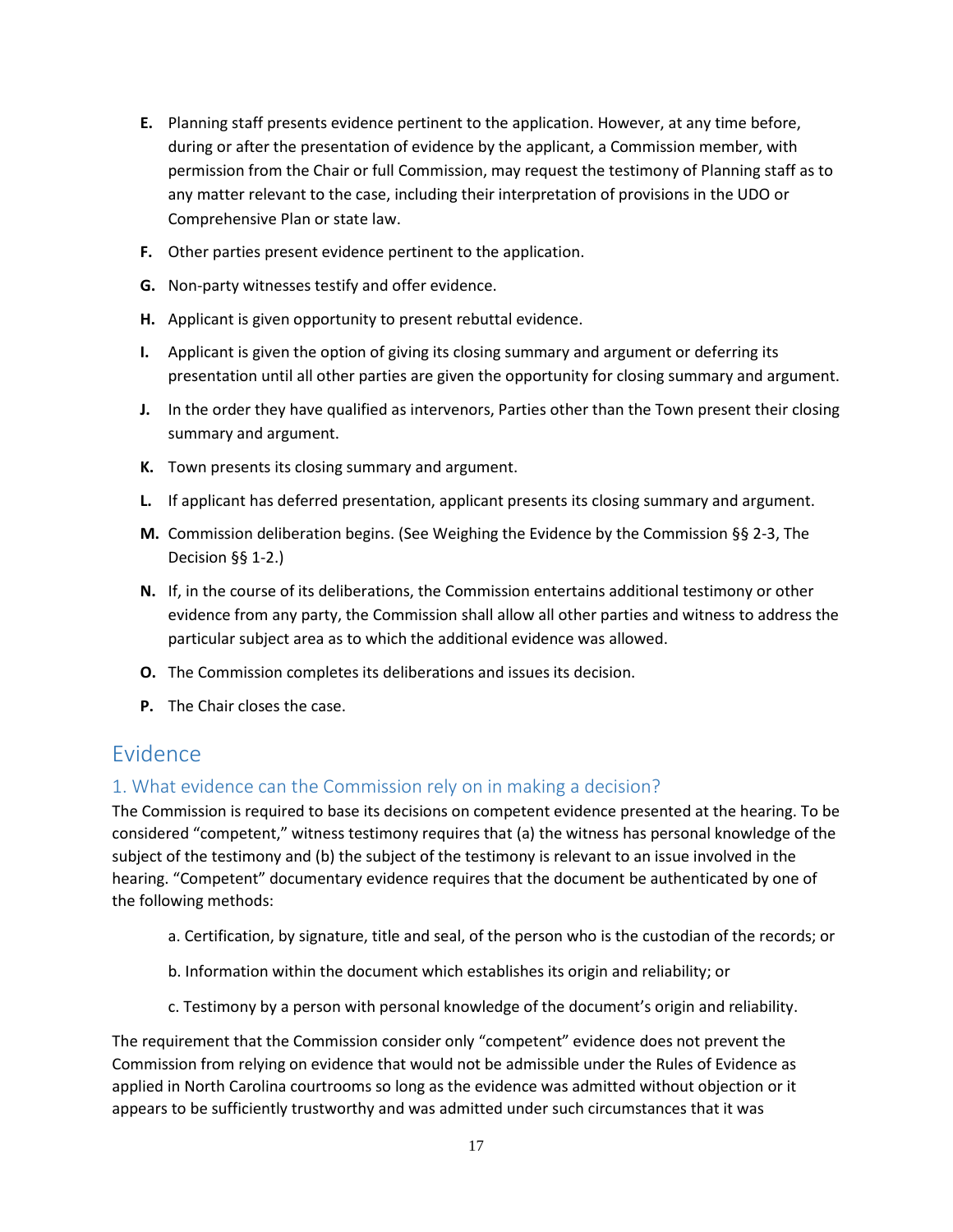**E.** Planning staff presents evidence pertinent to the application. However, at any time before, during or after the presentation of evidence by the applicant, a Commission member, with permission from the Chair or full Commission, may request the testimony of Planning staff as to any matter relevant to the case, including their interpretation of provisions in the UDO or Comprehensive Plan or state law.

**F.** Other parties present evidence pertinent to the application.

**G.** Non-party witnesses testify and offer evidence.

**H.** Applicant is given opportunity to present rebuttal evidence.

**I.** Applicant is given the option of giving its closing summary and argument or deferring its presentation until all other parties are given the opportunity for closing summary and argument.

**J.** In the order they have qualified as intervenors, Parties other than the Town present their closing summary and argument.

**K.** Town presents its closing summary and argument.

**L.** If applicant has deferred presentation, applicant presents its closing summary and argument.

**M.** Commission deliberation begins. (See Weighing the Evidence by the Commission §§ 2-3, The Decision §§ 1-2.)

**N.** If, in the course of its deliberations, the Commission entertains additional testimony or other evidence from any party, the Commission shall allow all other parties and witness to address the particular subject area as to which the additional evidence was allowed.

**O.** The Commission completes its deliberations and issues its decision.

**P.** The Chair closes the case.

# Evidence

## 1. What evidence can the Commission rely on in making a decision?

The Commission is required to base its decisions on competent evidence presented at the hearing. To be considered "competent," witness testimony requires that (a) the witness has personal knowledge of the subject of the testimony and (b) the subject of the testimony is relevant to an issue involved in the hearing. "Competent" documentary evidence requires that the document be authenticated by one of the following methods:

a. Certification, by signature, title and seal, of the person who is the custodian of the records; or

b. Information within the document which establishes its origin and reliability; or

c. Testimony by a person with personal knowledge of the document's origin and reliability.

The requirement that the Commission consider only "competent" evidence does not prevent the Commission from relying on evidence that would not be admissible under the Rules of Evidence as applied in North Carolina courtrooms so long as the evidence was admitted without objection or it appears to be sufficiently trustworthy and was admitted under such circumstances that it was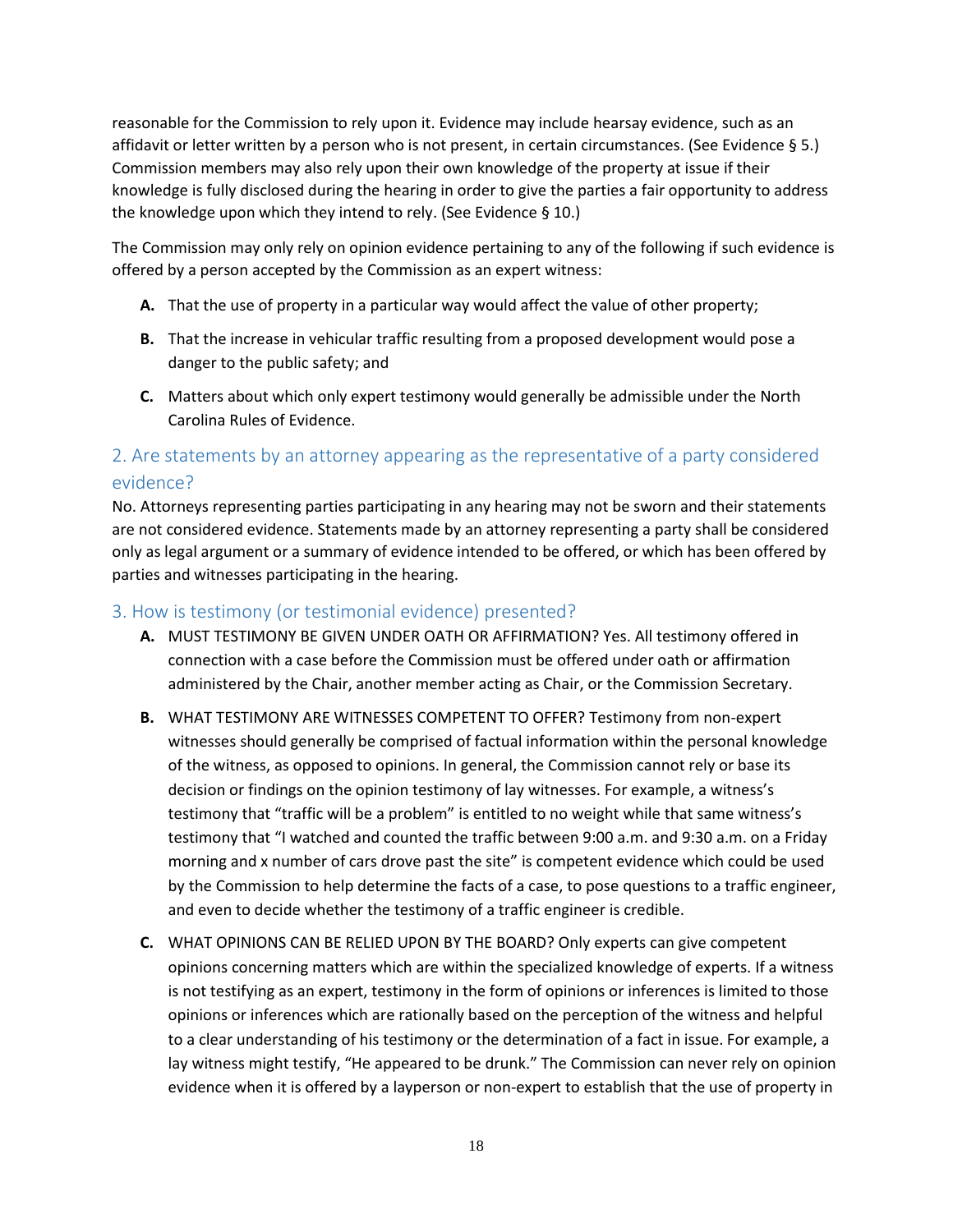reasonable for the Commission to rely upon it. Evidence may include hearsay evidence, such as an affidavit or letter written by a person who is not present, in certain circumstances. (See Evidence § 5.) Commission members may also rely upon their own knowledge of the property at issue if their knowledge is fully disclosed during the hearing in order to give the parties a fair opportunity to address the knowledge upon which they intend to rely. (See Evidence § 10.)

The Commission may only rely on opinion evidence pertaining to any of the following if such evidence is offered by a person accepted by the Commission as an expert witness:

**A.** That the use of property in a particular way would affect the value of other property;

**B.** That the increase in vehicular traffic resulting from a proposed development would pose a danger to the public safety; and

**C.** Matters about which only expert testimony would generally be admissible under the North Carolina Rules of Evidence.

## 2. Are statements by an attorney appearing as the representative of a party considered evidence?

No. Attorneys representing parties participating in any hearing may not be sworn and their statements are not considered evidence. Statements made by an attorney representing a party shall be considered only as legal argument or a summary of evidence intended to be offered, or which has been offered by parties and witnesses participating in the hearing.

## 3. How is testimony (or testimonial evidence) presented?

**A.** MUST TESTIMONY BE GIVEN UNDER OATH OR AFFIRMATION? Yes. All testimony offered in connection with a case before the Commission must be offered under oath or affirmation administered by the Chair, another member acting as Chair, or the Commission Secretary.

**B.** WHAT TESTIMONY ARE WITNESSES COMPETENT TO OFFER? Testimony from non-expert witnesses should generally be comprised of factual information within the personal knowledge of the witness, as opposed to opinions. In general, the Commission cannot rely or base its decision or findings on the opinion testimony of lay witnesses. For example, a witness's testimony that "traffic will be a problem" is entitled to no weight while that same witness's testimony that "I watched and counted the traffic between 9:00 a.m. and 9:30 a.m. on a Friday morning and x number of cars drove past the site" is competent evidence which could be used by the Commission to help determine the facts of a case, to pose questions to a traffic engineer, and even to decide whether the testimony of a traffic engineer is credible.

**C.** WHAT OPINIONS CAN BE RELIED UPON BY THE BOARD? Only experts can give competent opinions concerning matters which are within the specialized knowledge of experts. If a witness is not testifying as an expert, testimony in the form of opinions or inferences is limited to those opinions or inferences which are rationally based on the perception of the witness and helpful to a clear understanding of his testimony or the determination of a fact in issue. For example, a lay witness might testify, "He appeared to be drunk." The Commission can never rely on opinion evidence when it is offered by a layperson or non-expert to establish that the use of property in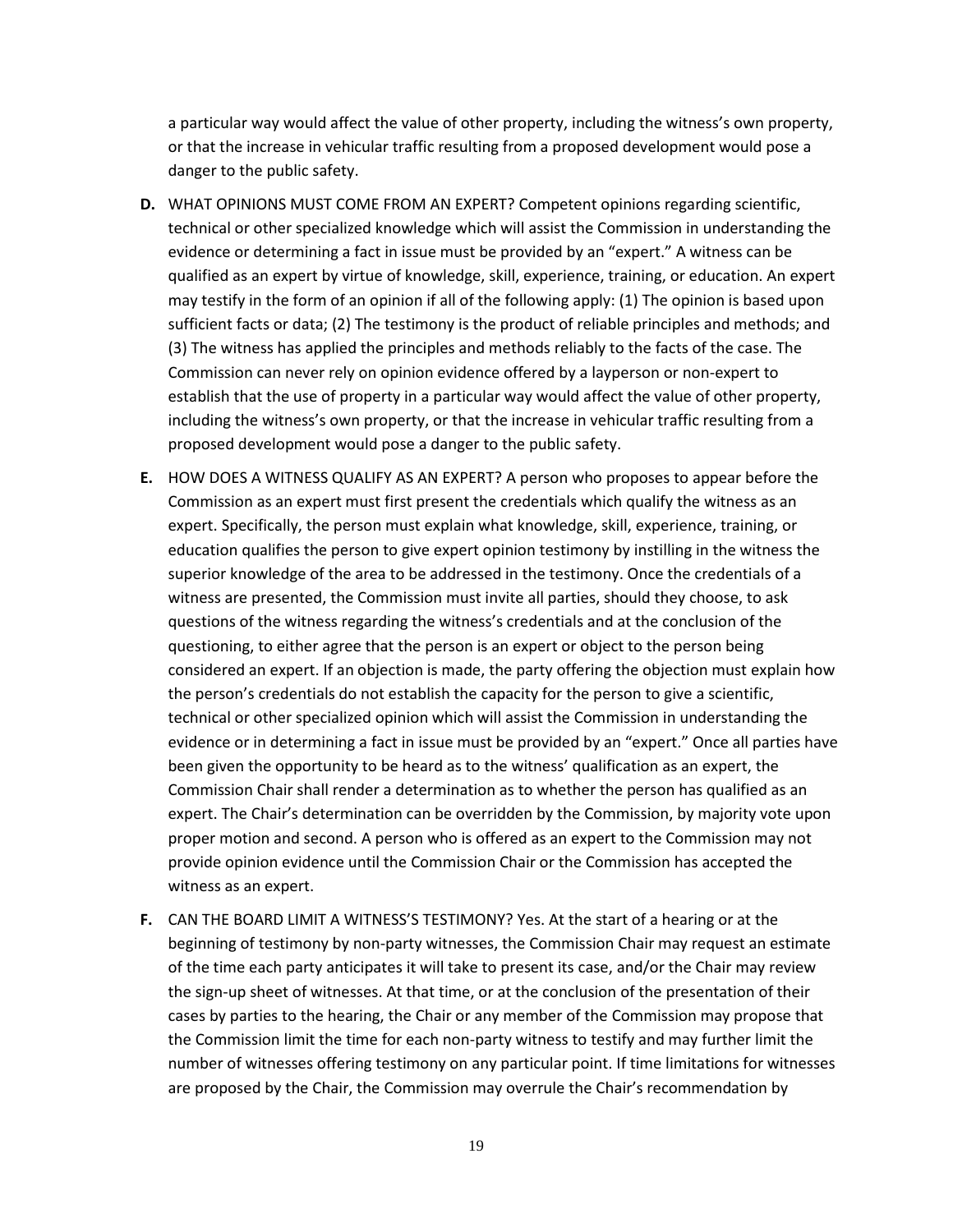a particular way would affect the value of other property, including the witness's own property, or that the increase in vehicular traffic resulting from a proposed development would pose a danger to the public safety.

**D.** WHAT OPINIONS MUST COME FROM AN EXPERT? Competent opinions regarding scientific, technical or other specialized knowledge which will assist the Commission in understanding the evidence or determining a fact in issue must be provided by an "expert." A witness can be qualified as an expert by virtue of knowledge, skill, experience, training, or education. An expert may testify in the form of an opinion if all of the following apply: (1) The opinion is based upon sufficient facts or data; (2) The testimony is the product of reliable principles and methods; and (3) The witness has applied the principles and methods reliably to the facts of the case. The Commission can never rely on opinion evidence offered by a layperson or non-expert to establish that the use of property in a particular way would affect the value of other property, including the witness's own property, or that the increase in vehicular traffic resulting from a proposed development would pose a danger to the public safety.

**E.** HOW DOES A WITNESS QUALIFY AS AN EXPERT? A person who proposes to appear before the Commission as an expert must first present the credentials which qualify the witness as an expert. Specifically, the person must explain what knowledge, skill, experience, training, or education qualifies the person to give expert opinion testimony by instilling in the witness the superior knowledge of the area to be addressed in the testimony. Once the credentials of a witness are presented, the Commission must invite all parties, should they choose, to ask questions of the witness regarding the witness's credentials and at the conclusion of the questioning, to either agree that the person is an expert or object to the person being considered an expert. If an objection is made, the party offering the objection must explain how the person's credentials do not establish the capacity for the person to give a scientific, technical or other specialized opinion which will assist the Commission in understanding the evidence or in determining a fact in issue must be provided by an "expert." Once all parties have been given the opportunity to be heard as to the witness' qualification as an expert, the Commission Chair shall render a determination as to whether the person has qualified as an expert. The Chair's determination can be overridden by the Commission, by majority vote upon proper motion and second. A person who is offered as an expert to the Commission may not provide opinion evidence until the Commission Chair or the Commission has accepted the witness as an expert.

**F.** CAN THE BOARD LIMIT A WITNESS'S TESTIMONY? Yes. At the start of a hearing or at the beginning of testimony by non-party witnesses, the Commission Chair may request an estimate of the time each party anticipates it will take to present its case, and/or the Chair may review the sign-up sheet of witnesses. At that time, or at the conclusion of the presentation of their cases by parties to the hearing, the Chair or any member of the Commission may propose that the Commission limit the time for each non-party witness to testify and may further limit the number of witnesses offering testimony on any particular point. If time limitations for witnesses are proposed by the Chair, the Commission may overrule the Chair's recommendation by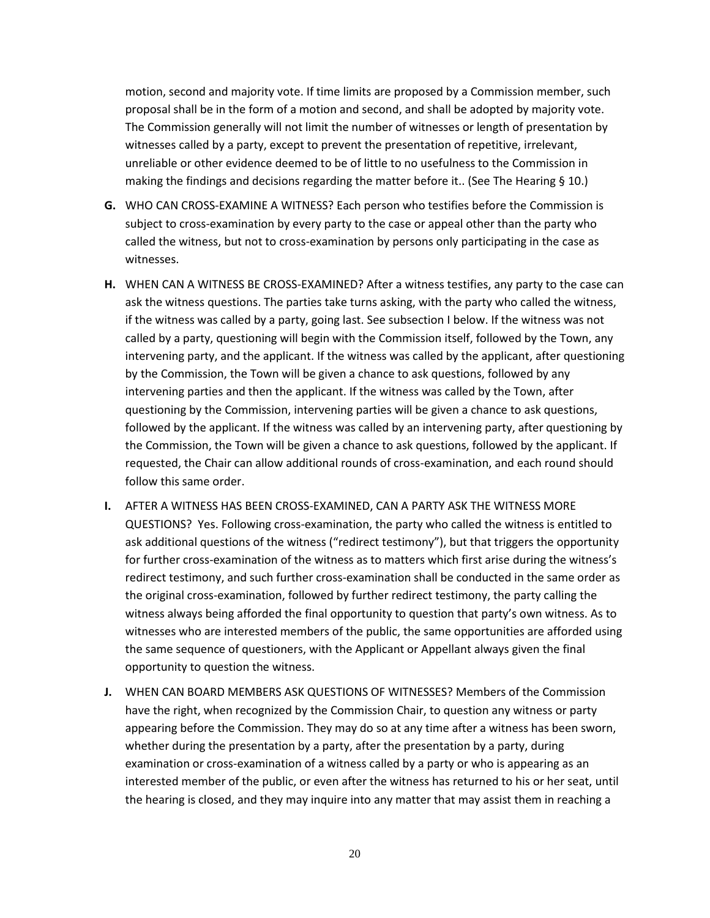motion, second and majority vote. If time limits are proposed by a Commission member, such proposal shall be in the form of a motion and second, and shall be adopted by majority vote. The Commission generally will not limit the number of witnesses or length of presentation by witnesses called by a party, except to prevent the presentation of repetitive, irrelevant, unreliable or other evidence deemed to be of little to no usefulness to the Commission in making the findings and decisions regarding the matter before it.. (See The Hearing § 10.)

**G.** WHO CAN CROSS-EXAMINE A WITNESS? Each person who testifies before the Commission is subject to cross-examination by every party to the case or appeal other than the party who called the witness, but not to cross-examination by persons only participating in the case as witnesses.

**H.** WHEN CAN A WITNESS BE CROSS-EXAMINED? After a witness testifies, any party to the case can ask the witness questions. The parties take turns asking, with the party who called the witness, if the witness was called by a party, going last. See subsection I below. If the witness was not called by a party, questioning will begin with the Commission itself, followed by the Town, any intervening party, and the applicant. If the witness was called by the applicant, after questioning by the Commission, the Town will be given a chance to ask questions, followed by any intervening parties and then the applicant. If the witness was called by the Town, after questioning by the Commission, intervening parties will be given a chance to ask questions, followed by the applicant. If the witness was called by an intervening party, after questioning by the Commission, the Town will be given a chance to ask questions, followed by the applicant. If requested, the Chair can allow additional rounds of cross-examination, and each round should follow this same order.

**I.** AFTER A WITNESS HAS BEEN CROSS-EXAMINED, CAN A PARTY ASK THE WITNESS MORE QUESTIONS? Yes. Following cross-examination, the party who called the witness is entitled to ask additional questions of the witness ("redirect testimony"), but that triggers the opportunity for further cross-examination of the witness as to matters which first arise during the witness's redirect testimony, and such further cross-examination shall be conducted in the same order as the original cross-examination, followed by further redirect testimony, the party calling the witness always being afforded the final opportunity to question that party's own witness. As to witnesses who are interested members of the public, the same opportunities are afforded using the same sequence of questioners, with the Applicant or Appellant always given the final opportunity to question the witness.

**J.** WHEN CAN BOARD MEMBERS ASK QUESTIONS OF WITNESSES? Members of the Commission have the right, when recognized by the Commission Chair, to question any witness or party appearing before the Commission. They may do so at any time after a witness has been sworn, whether during the presentation by a party, after the presentation by a party, during examination or cross-examination of a witness called by a party or who is appearing as an interested member of the public, or even after the witness has returned to his or her seat, until the hearing is closed, and they may inquire into any matter that may assist them in reaching a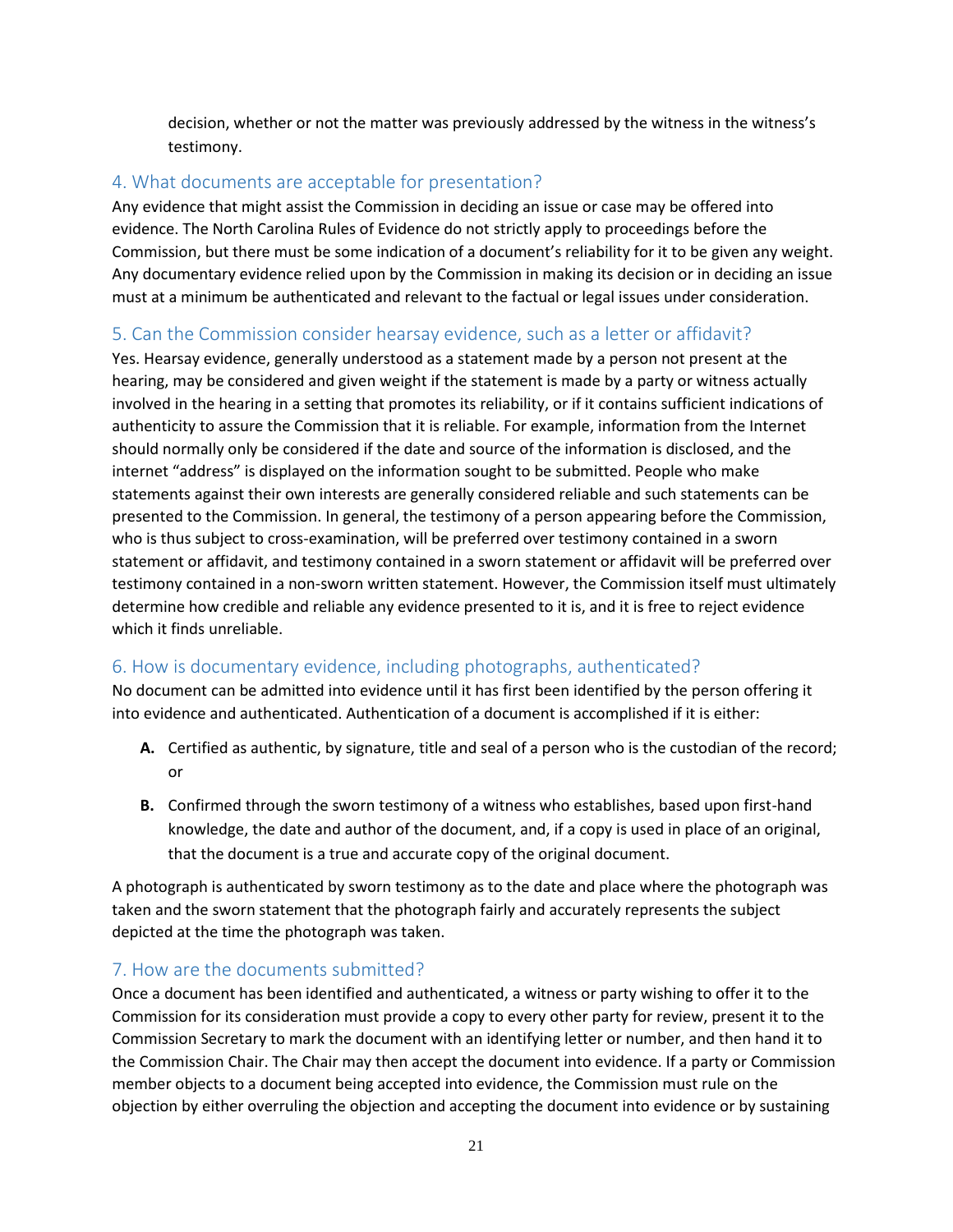decision, whether or not the matter was previously addressed by the witness in the witness's testimony.

## 4. What documents are acceptable for presentation?

Any evidence that might assist the Commission in deciding an issue or case may be offered into evidence. The North Carolina Rules of Evidence do not strictly apply to proceedings before the Commission, but there must be some indication of a document's reliability for it to be given any weight. Any documentary evidence relied upon by the Commission in making its decision or in deciding an issue must at a minimum be authenticated and relevant to the factual or legal issues under consideration.

## 5. Can the Commission consider hearsay evidence, such as a letter or affidavit?

Yes. Hearsay evidence, generally understood as a statement made by a person not present at the hearing, may be considered and given weight if the statement is made by a party or witness actually involved in the hearing in a setting that promotes its reliability, or if it contains sufficient indications of authenticity to assure the Commission that it is reliable. For example, information from the Internet should normally only be considered if the date and source of the information is disclosed, and the internet "address" is displayed on the information sought to be submitted. People who make statements against their own interests are generally considered reliable and such statements can be presented to the Commission. In general, the testimony of a person appearing before the Commission, who is thus subject to cross-examination, will be preferred over testimony contained in a sworn statement or affidavit, and testimony contained in a sworn statement or affidavit will be preferred over testimony contained in a non-sworn written statement. However, the Commission itself must ultimately determine how credible and reliable any evidence presented to it is, and it is free to reject evidence which it finds unreliable.

## 6. How is documentary evidence, including photographs, authenticated?

No document can be admitted into evidence until it has first been identified by the person offering it into evidence and authenticated. Authentication of a document is accomplished if it is either:

**A.** Certified as authentic, by signature, title and seal of a person who is the custodian of the record; or

**B.** Confirmed through the sworn testimony of a witness who establishes, based upon first-hand knowledge, the date and author of the document, and, if a copy is used in place of an original, that the document is a true and accurate copy of the original document.

A photograph is authenticated by sworn testimony as to the date and place where the photograph was taken and the sworn statement that the photograph fairly and accurately represents the subject depicted at the time the photograph was taken.

## 7. How are the documents submitted?

Once a document has been identified and authenticated, a witness or party wishing to offer it to the Commission for its consideration must provide a copy to every other party for review, present it to the Commission Secretary to mark the document with an identifying letter or number, and then hand it to the Commission Chair. The Chair may then accept the document into evidence. If a party or Commission member objects to a document being accepted into evidence, the Commission must rule on the objection by either overruling the objection and accepting the document into evidence or by sustaining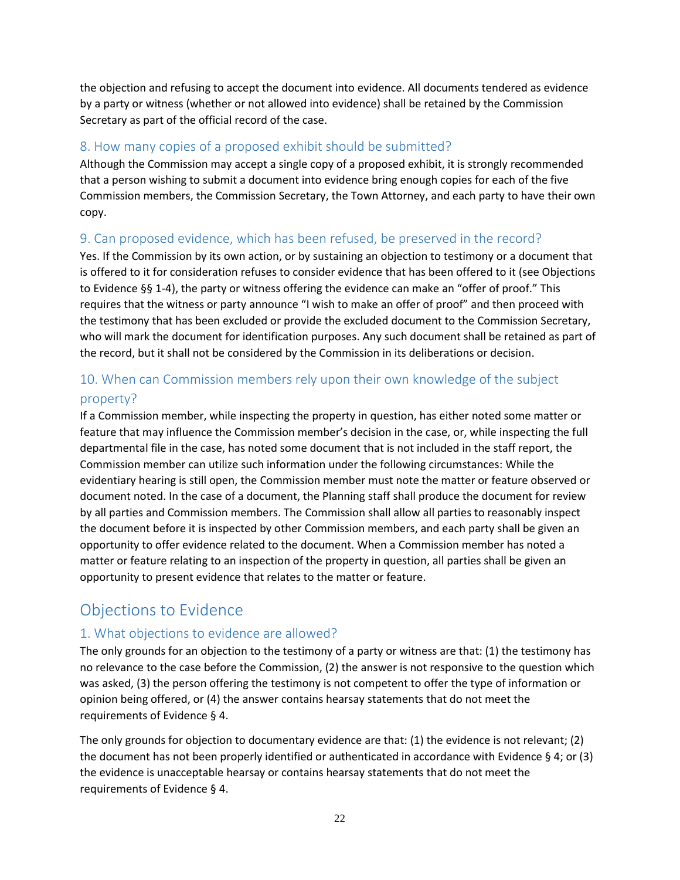the objection and refusing to accept the document into evidence. All documents tendered as evidence by a party or witness (whether or not allowed into evidence) shall be retained by the Commission Secretary as part of the official record of the case.

### 8. How many copies of a proposed exhibit should be submitted?

Although the Commission may accept a single copy of a proposed exhibit, it is strongly recommended that a person wishing to submit a document into evidence bring enough copies for each of the five Commission members, the Commission Secretary, the Town Attorney, and each party to have their own copy.

### 9. Can proposed evidence, which has been refused, be preserved in the record?

Yes. If the Commission by its own action, or by sustaining an objection to testimony or a document that is offered to it for consideration refuses to consider evidence that has been offered to it (see Objections to Evidence §§ 1-4), the party or witness offering the evidence can make an "offer of proof." This requires that the witness or party announce "I wish to make an offer of proof" and then proceed with the testimony that has been excluded or provide the excluded document to the Commission Secretary, who will mark the document for identification purposes. Any such document shall be retained as part of the record, but it shall not be considered by the Commission in its deliberations or decision.

### 10. When can Commission members rely upon their own knowledge of the subject property?

If a Commission member, while inspecting the property in question, has either noted some matter or feature that may influence the Commission member's decision in the case, or, while inspecting the full departmental file in the case, has noted some document that is not included in the staff report, the Commission member can utilize such information under the following circumstances: While the evidentiary hearing is still open, the Commission member must note the matter or feature observed or document noted. In the case of a document, the Planning staff shall produce the document for review by all parties and Commission members. The Commission shall allow all parties to reasonably inspect the document before it is inspected by other Commission members, and each party shall be given an opportunity to offer evidence related to the document. When a Commission member has noted a matter or feature relating to an inspection of the property in question, all parties shall be given an opportunity to present evidence that relates to the matter or feature.

## Objections to Evidence

### 1. What objections to evidence are allowed?

The only grounds for an objection to the testimony of a party or witness are that: (1) the testimony has no relevance to the case before the Commission, (2) the answer is not responsive to the question which was asked, (3) the person offering the testimony is not competent to offer the type of information or opinion being offered, or (4) the answer contains hearsay statements that do not meet the requirements of Evidence § 4.

The only grounds for objection to documentary evidence are that: (1) the evidence is not relevant; (2) the document has not been properly identified or authenticated in accordance with Evidence § 4; or (3) the evidence is unacceptable hearsay or contains hearsay statements that do not meet the requirements of Evidence § 4.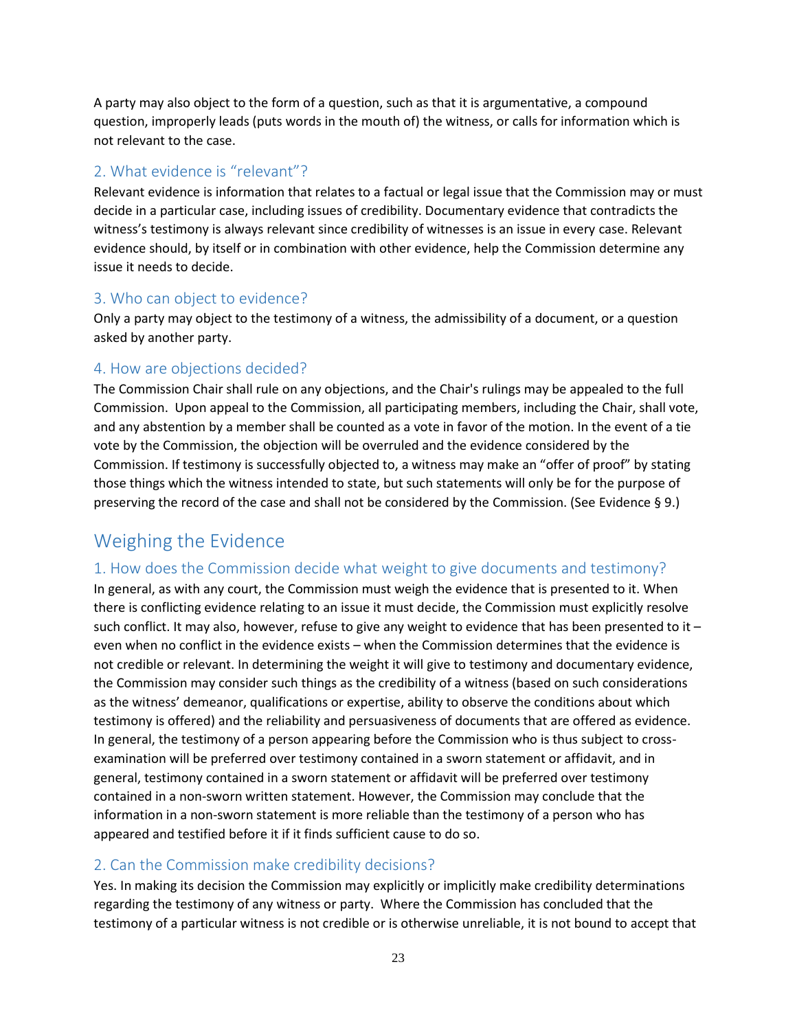A party may also object to the form of a question, such as that it is argumentative, a compound question, improperly leads (puts words in the mouth of) the witness, or calls for information which is not relevant to the case.

### 2. What evidence is "relevant"?

Relevant evidence is information that relates to a factual or legal issue that the Commission may or must decide in a particular case, including issues of credibility. Documentary evidence that contradicts the witness's testimony is always relevant since credibility of witnesses is an issue in every case. Relevant evidence should, by itself or in combination with other evidence, help the Commission determine any issue it needs to decide.

### 3. Who can object to evidence?

Only a party may object to the testimony of a witness, the admissibility of a document, or a question asked by another party.

### 4. How are objections decided?

The Commission Chair shall rule on any objections, and the Chair's rulings may be appealed to the full Commission. Upon appeal to the Commission, all participating members, including the Chair, shall vote, and any abstention by a member shall be counted as a vote in favor of the motion. In the event of a tie vote by the Commission, the objection will be overruled and the evidence considered by the Commission. If testimony is successfully objected to, a witness may make an "offer of proof" by stating those things which the witness intended to state, but such statements will only be for the purpose of preserving the record of the case and shall not be considered by the Commission. (See Evidence § 9.)

## Weighing the Evidence

### 1. How does the Commission decide what weight to give documents and testimony?

In general, as with any court, the Commission must weigh the evidence that is presented to it. When there is conflicting evidence relating to an issue it must decide, the Commission must explicitly resolve such conflict. It may also, however, refuse to give any weight to evidence that has been presented to it – even when no conflict in the evidence exists – when the Commission determines that the evidence is not credible or relevant. In determining the weight it will give to testimony and documentary evidence, the Commission may consider such things as the credibility of a witness (based on such considerations as the witness' demeanor, qualifications or expertise, ability to observe the conditions about which testimony is offered) and the reliability and persuasiveness of documents that are offered as evidence. In general, the testimony of a person appearing before the Commission who is thus subject to cross-examination will be preferred over testimony contained in a sworn statement or affidavit, and in general, testimony contained in a sworn statement or affidavit will be preferred over testimony contained in a non-sworn written statement. However, the Commission may conclude that the information in a non-sworn statement is more reliable than the testimony of a person who has appeared and testified before it if it finds sufficient cause to do so.

### 2. Can the Commission make credibility decisions?

Yes. In making its decision the Commission may explicitly or implicitly make credibility determinations regarding the testimony of any witness or party. Where the Commission has concluded that the testimony of a particular witness is not credible or is otherwise unreliable, it is not bound to accept that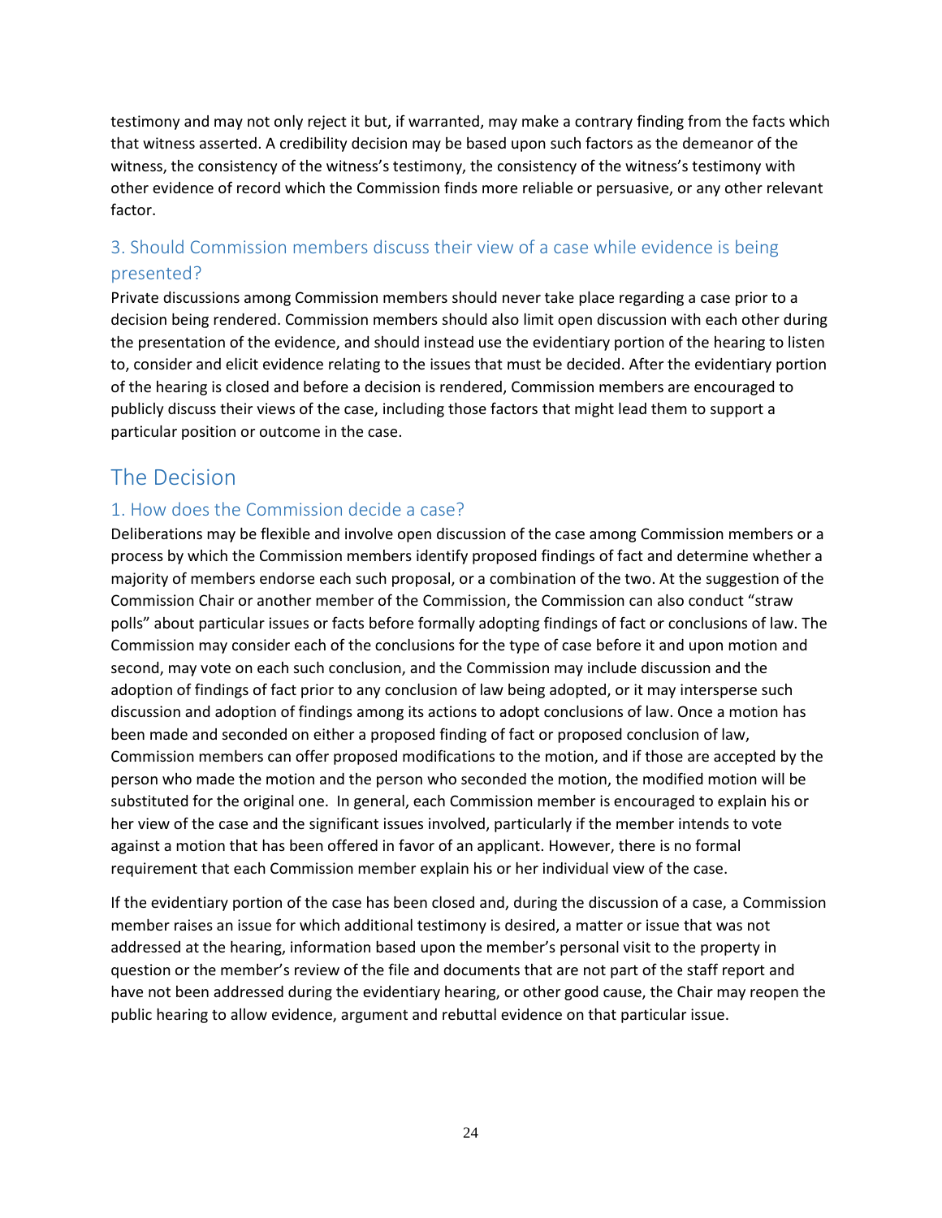testimony and may not only reject it but, if warranted, may make a contrary finding from the facts which that witness asserted. A credibility decision may be based upon such factors as the demeanor of the witness, the consistency of the witness's testimony, the consistency of the witness's testimony with other evidence of record which the Commission finds more reliable or persuasive, or any other relevant factor.

### 3. Should Commission members discuss their view of a case while evidence is being presented?

Private discussions among Commission members should never take place regarding a case prior to a decision being rendered. Commission members should also limit open discussion with each other during the presentation of the evidence, and should instead use the evidentiary portion of the hearing to listen to, consider and elicit evidence relating to the issues that must be decided. After the evidentiary portion of the hearing is closed and before a decision is rendered, Commission members are encouraged to publicly discuss their views of the case, including those factors that might lead them to support a particular position or outcome in the case.

## The Decision

### 1. How does the Commission decide a case?

Deliberations may be flexible and involve open discussion of the case among Commission members or a process by which the Commission members identify proposed findings of fact and determine whether a majority of members endorse each such proposal, or a combination of the two. At the suggestion of the Commission Chair or another member of the Commission, the Commission can also conduct "straw polls" about particular issues or facts before formally adopting findings of fact or conclusions of law. The Commission may consider each of the conclusions for the type of case before it and upon motion and second, may vote on each such conclusion, and the Commission may include discussion and the adoption of findings of fact prior to any conclusion of law being adopted, or it may intersperse such discussion and adoption of findings among its actions to adopt conclusions of law. Once a motion has been made and seconded on either a proposed finding of fact or proposed conclusion of law, Commission members can offer proposed modifications to the motion, and if those are accepted by the person who made the motion and the person who seconded the motion, the modified motion will be substituted for the original one. In general, each Commission member is encouraged to explain his or her view of the case and the significant issues involved, particularly if the member intends to vote against a motion that has been offered in favor of an applicant. However, there is no formal requirement that each Commission member explain his or her individual view of the case.

If the evidentiary portion of the case has been closed and, during the discussion of a case, a Commission member raises an issue for which additional testimony is desired, a matter or issue that was not addressed at the hearing, information based upon the member's personal visit to the property in question or the member's review of the file and documents that are not part of the staff report and have not been addressed during the evidentiary hearing, or other good cause, the Chair may reopen the public hearing to allow evidence, argument and rebuttal evidence on that particular issue.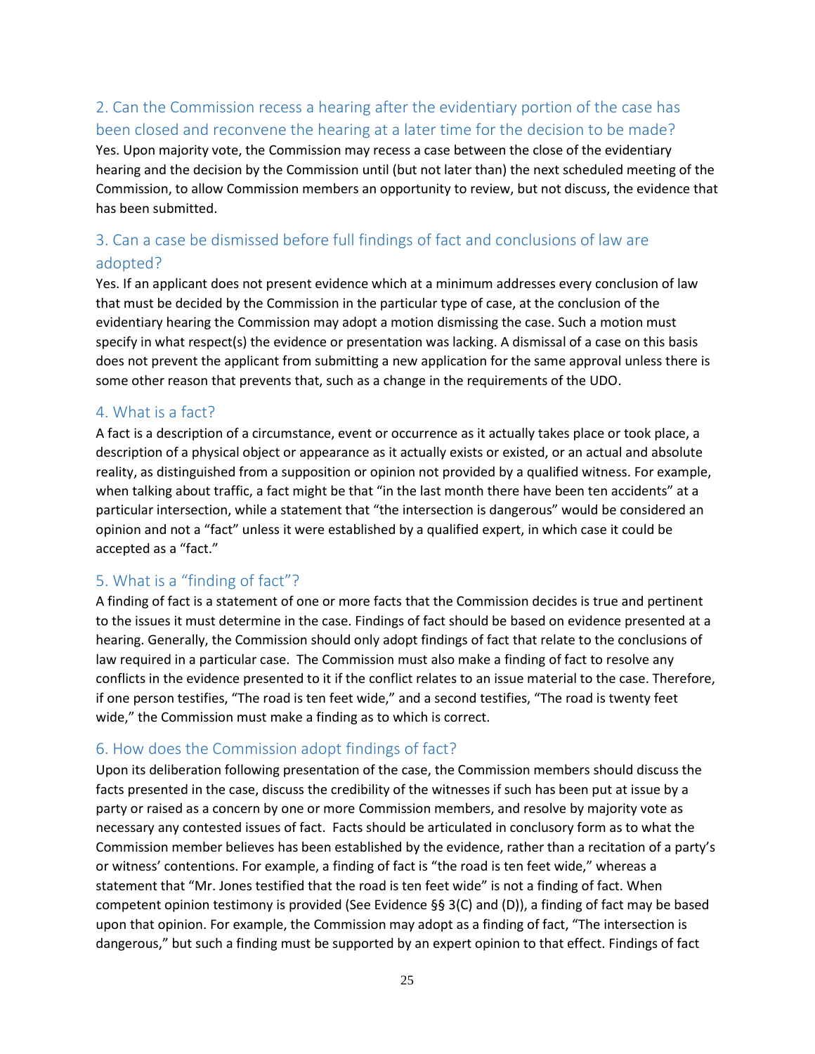## 2. Can the Commission recess a hearing after the evidentiary portion of the case has been closed and reconvene the hearing at a later time for the decision to be made?

Yes. Upon majority vote, the Commission may recess a case between the close of the evidentiary hearing and the decision by the Commission until (but not later than) the next scheduled meeting of the Commission, to allow Commission members an opportunity to review, but not discuss, the evidence that has been submitted.

## 3. Can a case be dismissed before full findings of fact and conclusions of law are adopted?

Yes. If an applicant does not present evidence which at a minimum addresses every conclusion of law that must be decided by the Commission in the particular type of case, at the conclusion of the evidentiary hearing the Commission may adopt a motion dismissing the case. Such a motion must specify in what respect(s) the evidence or presentation was lacking. A dismissal of a case on this basis does not prevent the applicant from submitting a new application for the same approval unless there is some other reason that prevents that, such as a change in the requirements of the UDO.

## 4. What is a fact?

A fact is a description of a circumstance, event or occurrence as it actually takes place or took place, a description of a physical object or appearance as it actually exists or existed, or an actual and absolute reality, as distinguished from a supposition or opinion not provided by a qualified witness. For example, when talking about traffic, a fact might be that "in the last month there have been ten accidents" at a particular intersection, while a statement that "the intersection is dangerous" would be considered an opinion and not a "fact" unless it were established by a qualified expert, in which case it could be accepted as a "fact."

## 5. What is a "finding of fact"?

A finding of fact is a statement of one or more facts that the Commission decides is true and pertinent to the issues it must determine in the case. Findings of fact should be based on evidence presented at a hearing. Generally, the Commission should only adopt findings of fact that relate to the conclusions of law required in a particular case. The Commission must also make a finding of fact to resolve any conflicts in the evidence presented to it if the conflict relates to an issue material to the case. Therefore, if one person testifies, "The road is ten feet wide," and a second testifies, "The road is twenty feet wide," the Commission must make a finding as to which is correct.

## 6. How does the Commission adopt findings of fact?

Upon its deliberation following presentation of the case, the Commission members should discuss the facts presented in the case, discuss the credibility of the witnesses if such has been put at issue by a party or raised as a concern by one or more Commission members, and resolve by majority vote as necessary any contested issues of fact. Facts should be articulated in conclusory form as to what the Commission member believes has been established by the evidence, rather than a recitation of a party's or witness' contentions. For example, a finding of fact is "the road is ten feet wide," whereas a statement that "Mr. Jones testified that the road is ten feet wide" is not a finding of fact. When competent opinion testimony is provided (See Evidence §§ 3(C) and (D)), a finding of fact may be based upon that opinion. For example, the Commission may adopt as a finding of fact, "The intersection is dangerous," but such a finding must be supported by an expert opinion to that effect. Findings of fact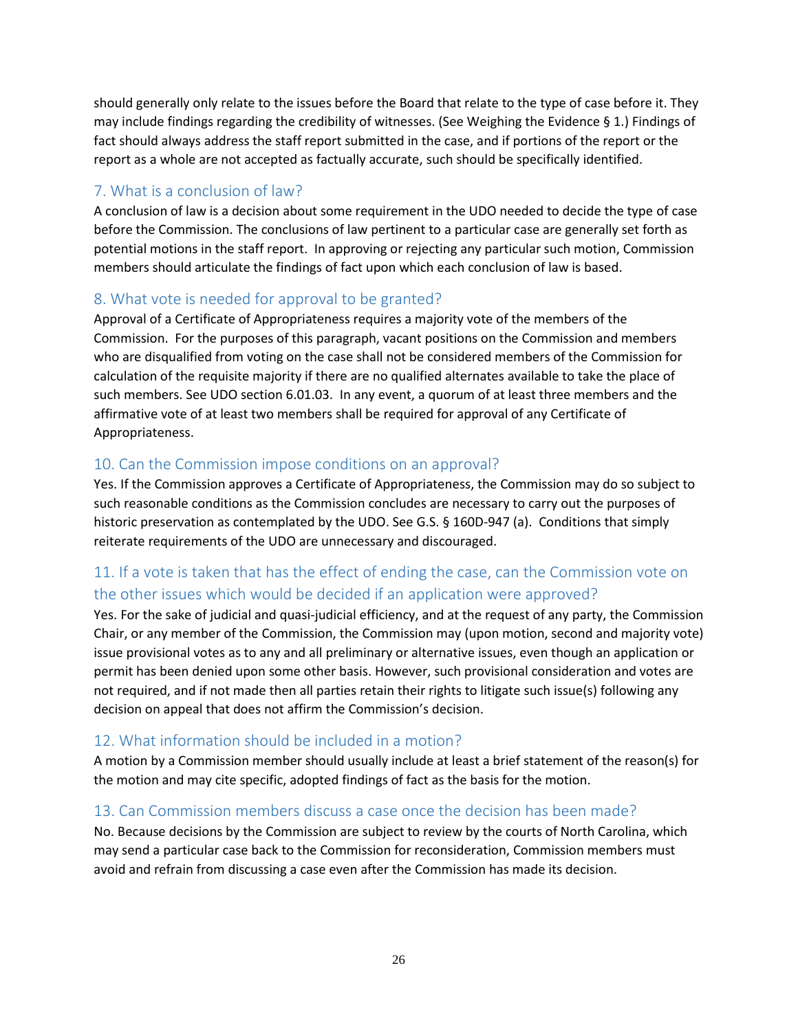should generally only relate to the issues before the Board that relate to the type of case before it. They may include findings regarding the credibility of witnesses. (See Weighing the Evidence § 1.) Findings of fact should always address the staff report submitted in the case, and if portions of the report or the report as a whole are not accepted as factually accurate, such should be specifically identified.

## 7. What is a conclusion of law?

A conclusion of law is a decision about some requirement in the UDO needed to decide the type of case before the Commission. The conclusions of law pertinent to a particular case are generally set forth as potential motions in the staff report. In approving or rejecting any particular such motion, Commission members should articulate the findings of fact upon which each conclusion of law is based.

## 8. What vote is needed for approval to be granted?

Approval of a Certificate of Appropriateness requires a majority vote of the members of the Commission. For the purposes of this paragraph, vacant positions on the Commission and members who are disqualified from voting on the case shall not be considered members of the Commission for calculation of the requisite majority if there are no qualified alternates available to take the place of such members. See UDO section 6.01.03. In any event, a quorum of at least three members and the affirmative vote of at least two members shall be required for approval of any Certificate of Appropriateness.

## 10. Can the Commission impose conditions on an approval?

Yes. If the Commission approves a Certificate of Appropriateness, the Commission may do so subject to such reasonable conditions as the Commission concludes are necessary to carry out the purposes of historic preservation as contemplated by the UDO. See G.S. § 160D-947 (a). Conditions that simply reiterate requirements of the UDO are unnecessary and discouraged.

## 11. If a vote is taken that has the effect of ending the case, can the Commission vote on the other issues which would be decided if an application were approved?

Yes. For the sake of judicial and quasi-judicial efficiency, and at the request of any party, the Commission Chair, or any member of the Commission, the Commission may (upon motion, second and majority vote) issue provisional votes as to any and all preliminary or alternative issues, even though an application or permit has been denied upon some other basis. However, such provisional consideration and votes are not required, and if not made then all parties retain their rights to litigate such issue(s) following any decision on appeal that does not affirm the Commission's decision.

## 12. What information should be included in a motion?

A motion by a Commission member should usually include at least a brief statement of the reason(s) for the motion and may cite specific, adopted findings of fact as the basis for the motion.

## 13. Can Commission members discuss a case once the decision has been made?

No. Because decisions by the Commission are subject to review by the courts of North Carolina, which may send a particular case back to the Commission for reconsideration, Commission members must avoid and refrain from discussing a case even after the Commission has made its decision.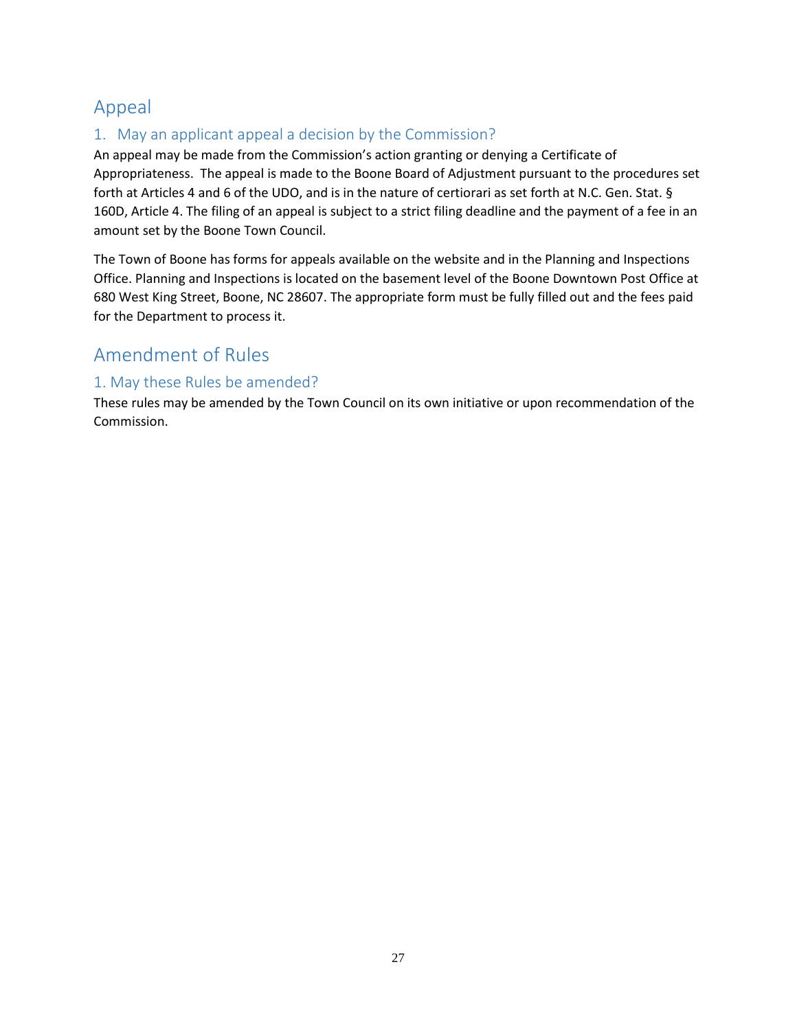# Appeal

## 1. May an applicant appeal a decision by the Commission?

An appeal may be made from the Commission's action granting or denying a Certificate of Appropriateness. The appeal is made to the Boone Board of Adjustment pursuant to the procedures set forth at Articles 4 and 6 of the UDO, and is in the nature of certiorari as set forth at N.C. Gen. Stat. § 160D, Article 4. The filing of an appeal is subject to a strict filing deadline and the payment of a fee in an amount set by the Boone Town Council.

The Town of Boone has forms for appeals available on the website and in the Planning and Inspections Office. Planning and Inspections is located on the basement level of the Boone Downtown Post Office at 680 West King Street, Boone, NC 28607. The appropriate form must be fully filled out and the fees paid for the Department to process it.

# Amendment of Rules

## 1. May these Rules be amended?

These rules may be amended by the Town Council on its own initiative or upon recommendation of the Commission.